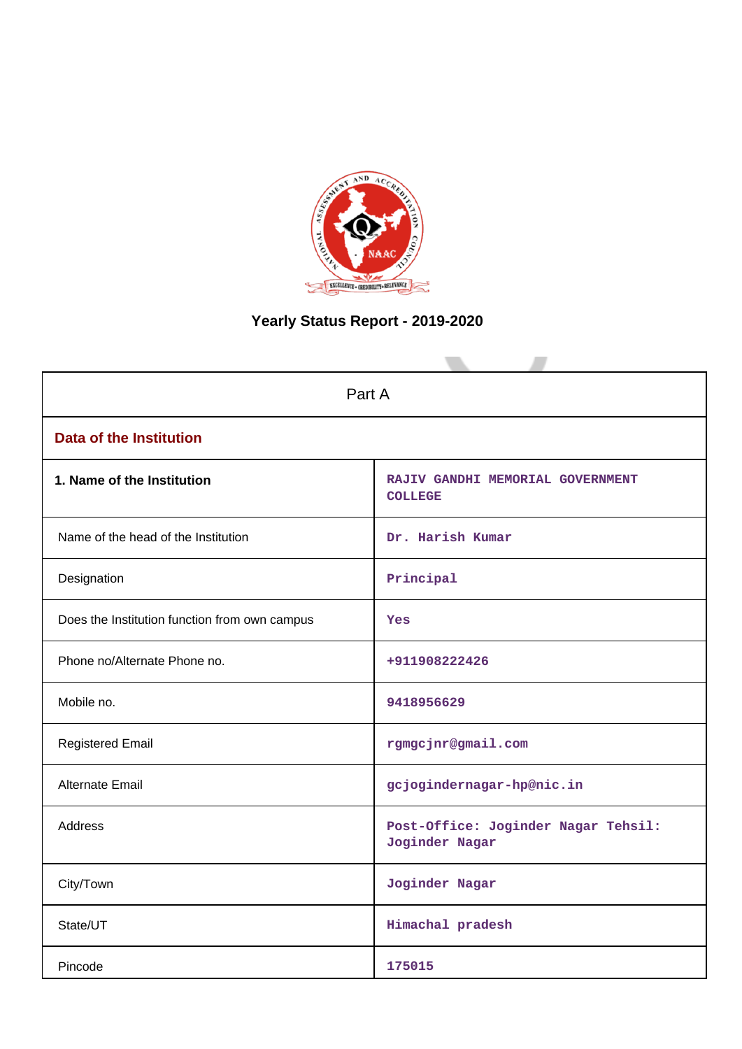# Yearly Status Report - 2019-2020

| Part A | |
|---|---|
| **Data of the Institution** | |
| **1. Name of the Institution** | RAJIV GANDHI MEMORIAL GOVERNMENT COLLEGE |
| Name of the head of the Institution | Dr. Harish Kumar |
| Designation | Principal |
| Does the Institution function from own campus | Yes |
| Phone no/Alternate Phone no. | +911908222426 |
| Mobile no. | 9418956629 |
| Registered Email | rgmgcjnr@gmail.com |
| Alternate Email | gcjogindernagar-hp@nic.in |
| Address | Post-Office: Joginder Nagar Tehsil: Joginder Nagar |
| City/Town | Joginder Nagar |
| State/UT | Himachal pradesh |
| Pincode | 175015 |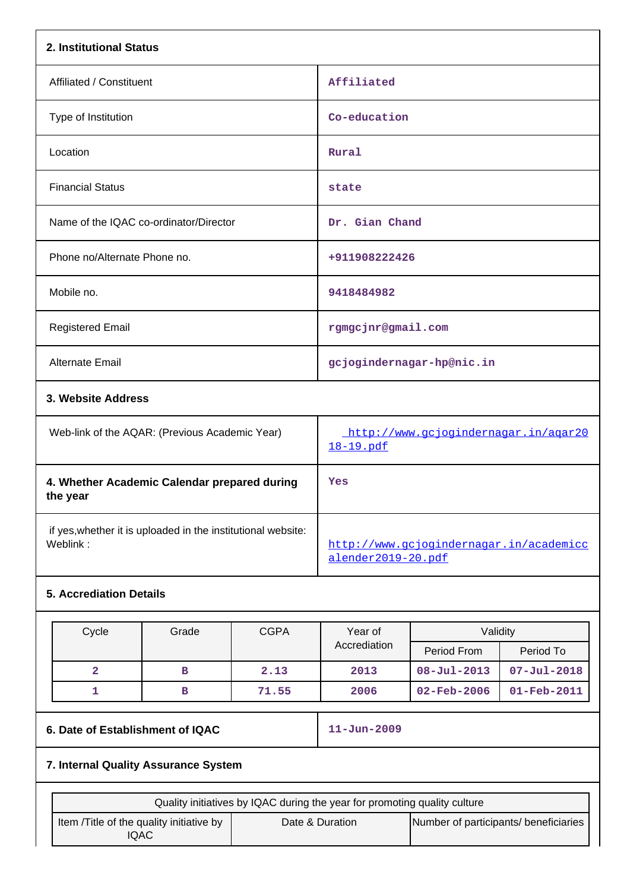## 2. Institutional Status

| | |
|---|---|
| Affiliated / Constituent | Affiliated |
| Type of Institution | Co-education |
| Location | Rural |
| Financial Status | state |
| Name of the IQAC co-ordinator/Director | Dr. Gian Chand |
| Phone no/Alternate Phone no. | +911908222426 |
| Mobile no. | 9418484982 |
| Registered Email | rgmgcjnr@gmail.com |
| Alternate Email | gcjogindernagar-hp@nic.in |

## 3. Website Address

| | |
|---|---|
| Web-link of the AQAR: (Previous Academic Year) | http://www.gcjogindernagar.in/aqar2018-19.pdf |
| **4. Whether Academic Calendar prepared during the year** | Yes |
| if yes,whether it is uploaded in the institutional website: Weblink : | http://www.gcjogindernagar.in/academiccalender2019-20.pdf |

## 5. Accreditation Details

| Cycle | Grade | CGPA | Year of Accrediation | Validity | |
|---|---|---|---|---|---|
| | | | | Period From | Period To |
| 2 | B | 2.13 | 2013 | 08-Jul-2013 | 07-Jul-2018 |
| 1 | B | 71.55 | 2006 | 02-Feb-2006 | 01-Feb-2011 |

| | |
|---|---|
| **6. Date of Establishment of IQAC** | 11-Jun-2009 |

## 7. Internal Quality Assurance System

| Quality initiatives by IQAC during the year for promoting quality culture | | |
|---|---|---|
| Item /Title of the quality initiative by IQAC | Date & Duration | Number of participants/ beneficiaries |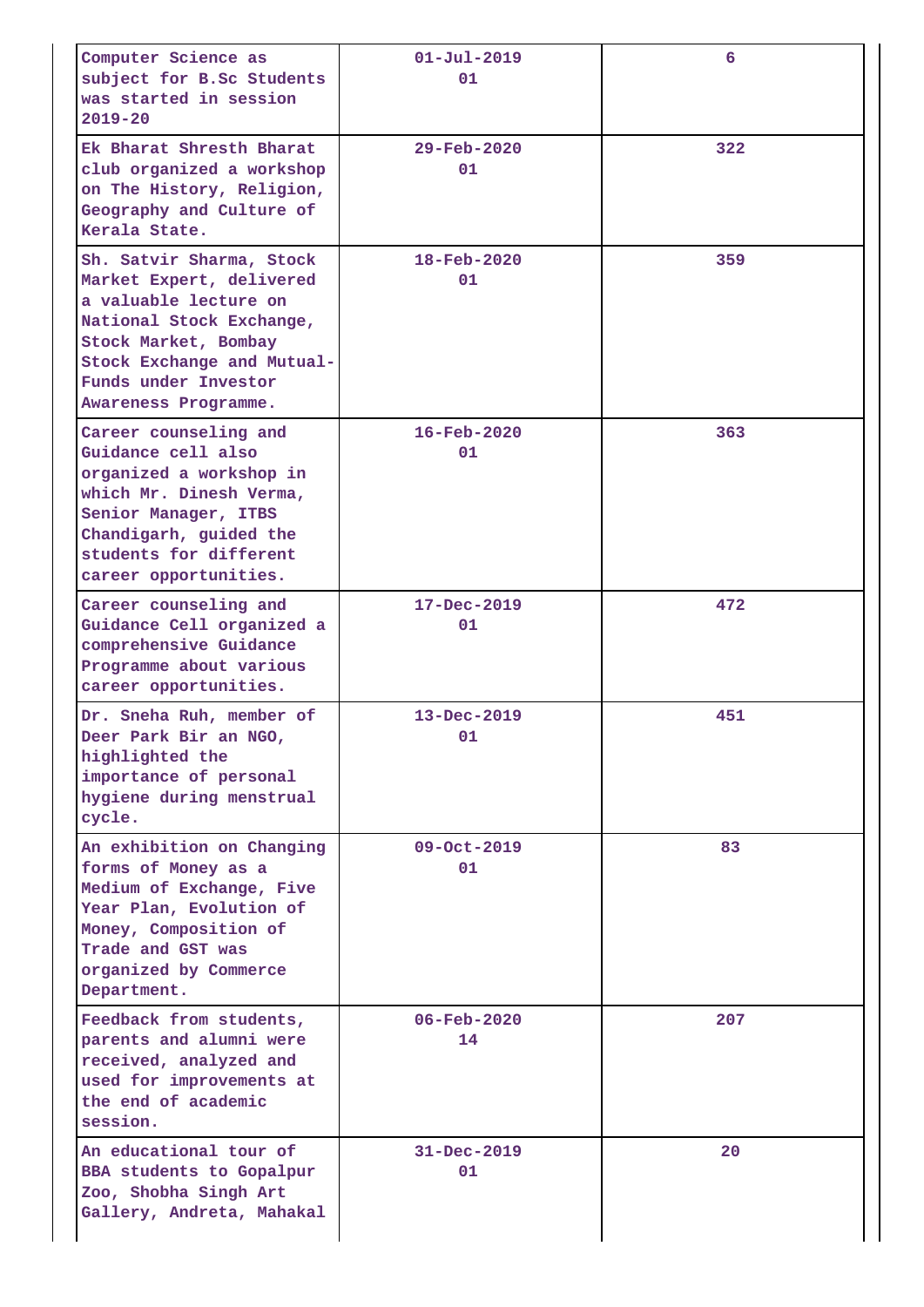| | | |
|---|---|---|
| Computer Science as subject for B.Sc Students was started in session 2019-20 | 01-Jul-2019 01 | 6 |
| Ek Bharat Shresth Bharat club organized a workshop on The History, Religion, Geography and Culture of Kerala State. | 29-Feb-2020 01 | 322 |
| Sh. Satvir Sharma, Stock Market Expert, delivered a valuable lecture on National Stock Exchange, Stock Market, Bombay Stock Exchange and Mutual-Funds under Investor Awareness Programme. | 18-Feb-2020 01 | 359 |
| Career counseling and Guidance cell also organized a workshop in which Mr. Dinesh Verma, Senior Manager, ITBS Chandigarh, guided the students for different career opportunities. | 16-Feb-2020 01 | 363 |
| Career counseling and Guidance Cell organized a comprehensive Guidance Programme about various career opportunities. | 17-Dec-2019 01 | 472 |
| Dr. Sneha Ruh, member of Deer Park Bir an NGO, highlighted the importance of personal hygiene during menstrual cycle. | 13-Dec-2019 01 | 451 |
| An exhibition on Changing forms of Money as a Medium of Exchange, Five Year Plan, Evolution of Money, Composition of Trade and GST was organized by Commerce Department. | 09-Oct-2019 01 | 83 |
| Feedback from students, parents and alumni were received, analyzed and used for improvements at the end of academic session. | 06-Feb-2020 14 | 207 |
| An educational tour of BBA students to Gopalpur Zoo, Shobha Singh Art Gallery, Andreta, Mahakal | 31-Dec-2019 01 | 20 |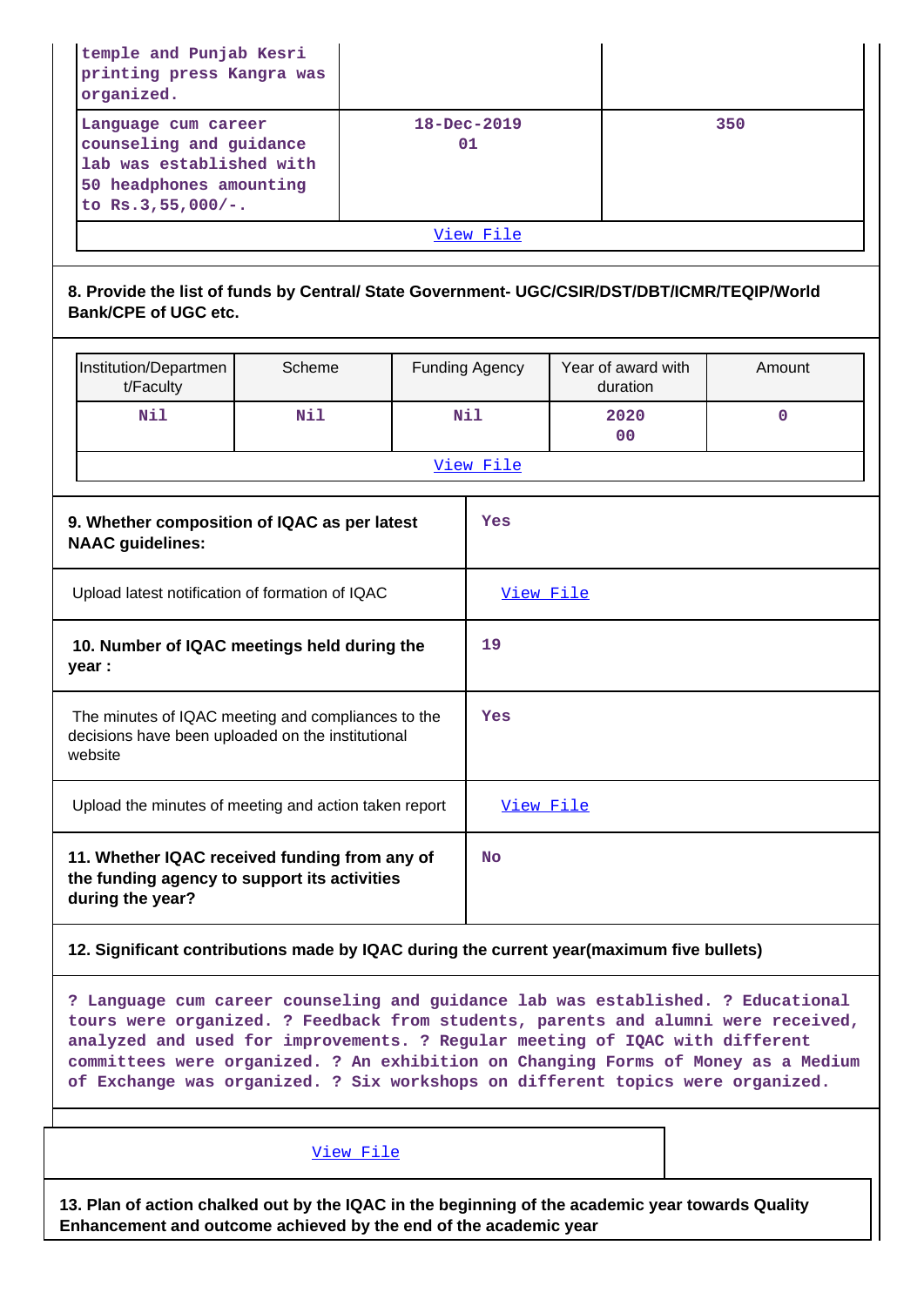| | | |
|---|---|---|
| temple and Punjab Kesri printing press Kangra was organized. | | |
| Language cum career counseling and guidance lab was established with 50 headphones amounting to Rs.3,55,000/-. | 18-Dec-2019 01 | 350 |
| View File | | |

**8. Provide the list of funds by Central/ State Government- UGC/CSIR/DST/DBT/ICMR/TEQIP/World Bank/CPE of UGC etc.**

| Institution/Department/Faculty | Scheme | Funding Agency | Year of award with duration | Amount |
|---|---|---|---|---|
| Nil | Nil | Nil | 2020 00 | 0 |
| View File | | | | |

| | |
|---|---|
| **9. Whether composition of IQAC as per latest NAAC guidelines:** | Yes |
| Upload latest notification of formation of IQAC | View File |
| **10. Number of IQAC meetings held during the year :** | 19 |
| The minutes of IQAC meeting and compliances to the decisions have been uploaded on the institutional website | Yes |
| Upload the minutes of meeting and action taken report | View File |
| **11. Whether IQAC received funding from any of the funding agency to support its activities during the year?** | No |

**12. Significant contributions made by IQAC during the current year(maximum five bullets)**

? Language cum career counseling and guidance lab was established. ? Educational tours were organized. ? Feedback from students, parents and alumni were received, analyzed and used for improvements. ? Regular meeting of IQAC with different committees were organized. ? An exhibition on Changing Forms of Money as a Medium of Exchange was organized. ? Six workshops on different topics were organized.

View File

**13. Plan of action chalked out by the IQAC in the beginning of the academic year towards Quality Enhancement and outcome achieved by the end of the academic year**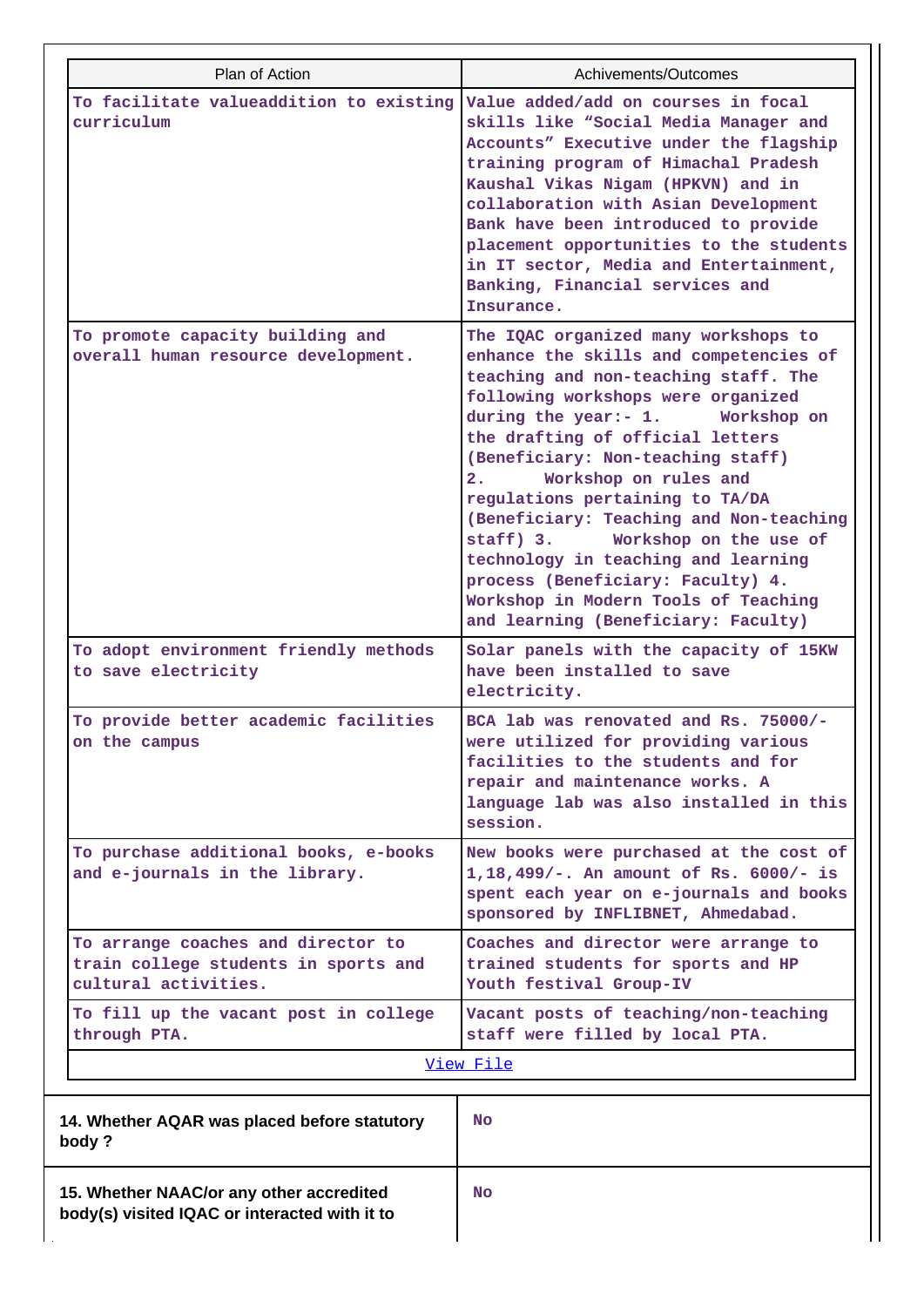| Plan of Action | Achivements/Outcomes |
|---|---|
| To facilitate valueaddition to existing curriculum | Value added/add on courses in focal skills like "Social Media Manager and Accounts" Executive under the flagship training program of Himachal Pradesh Kaushal Vikas Nigam (HPKVN) and in collaboration with Asian Development Bank have been introduced to provide placement opportunities to the students in IT sector, Media and Entertainment, Banking, Financial services and Insurance. |
| To promote capacity building and overall human resource development. | The IQAC organized many workshops to enhance the skills and competencies of teaching and non-teaching staff. The following workshops were organized during the year:- 1. Workshop on the drafting of official letters (Beneficiary: Non-teaching staff) 2. Workshop on rules and regulations pertaining to TA/DA (Beneficiary: Teaching and Non-teaching staff) 3. Workshop on the use of technology in teaching and learning process (Beneficiary: Faculty) 4. Workshop in Modern Tools of Teaching and learning (Beneficiary: Faculty) |
| To adopt environment friendly methods to save electricity | Solar panels with the capacity of 15KW have been installed to save electricity. |
| To provide better academic facilities on the campus | BCA lab was renovated and Rs. 75000/- were utilized for providing various facilities to the students and for repair and maintenance works. A language lab was also installed in this session. |
| To purchase additional books, e-books and e-journals in the library. | New books were purchased at the cost of 1,18,499/-. An amount of Rs. 6000/- is spent each year on e-journals and books sponsored by INFLIBNET, Ahmedabad. |
| To arrange coaches and director to train college students in sports and cultural activities. | Coaches and director were arrange to trained students for sports and HP Youth festival Group-IV |
| To fill up the vacant post in college through PTA. | Vacant posts of teaching/non-teaching staff were filled by local PTA. |
| View File | |

| | |
|---|---|
| **14. Whether AQAR was placed before statutory body ?** | No |
| **15. Whether NAAC/or any other accredited body(s) visited IQAC or interacted with it to** | No |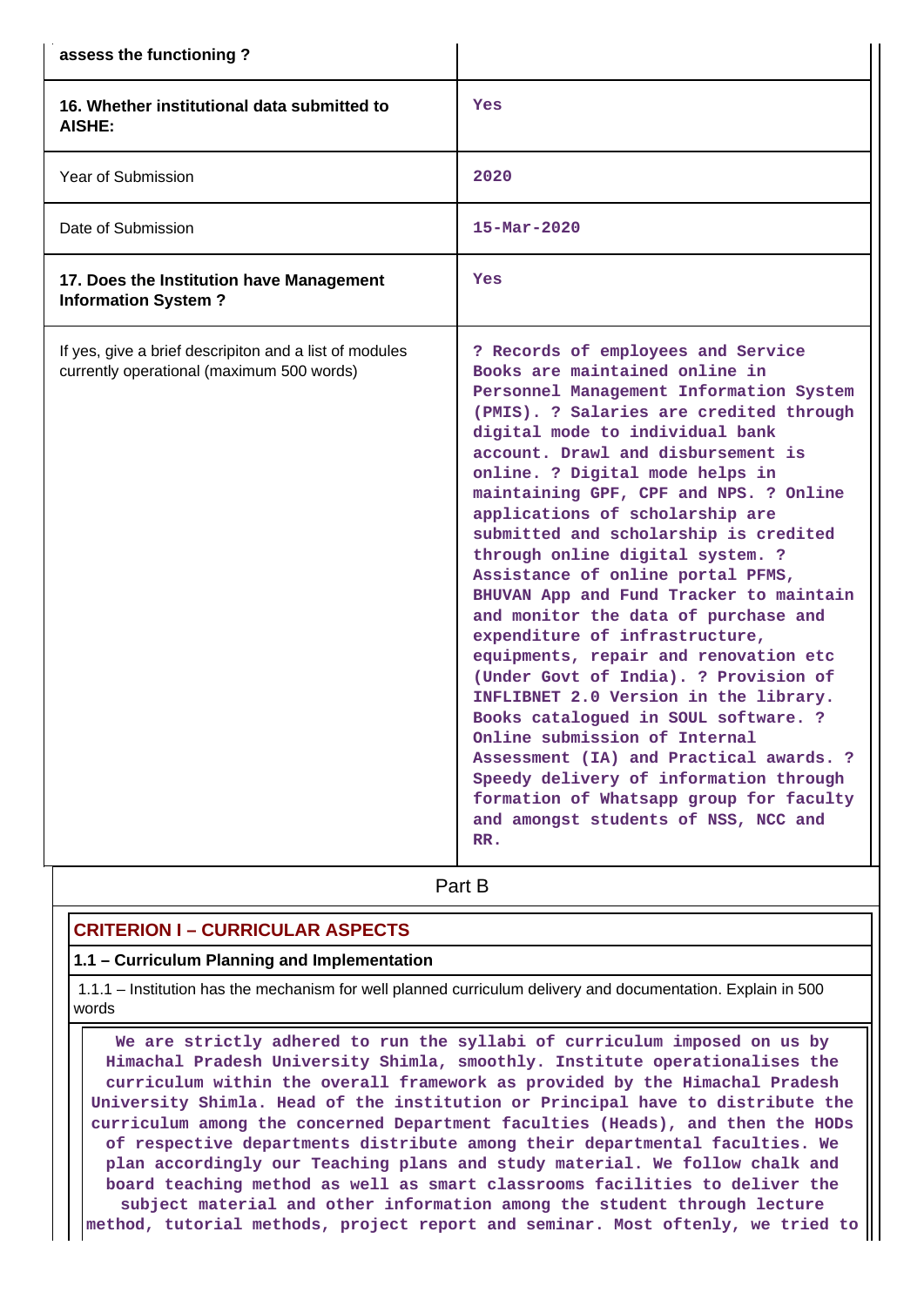| assess the functioning ? | |
|---|---|
| **16. Whether institutional data submitted to AISHE:** | Yes |
| Year of Submission | 2020 |
| Date of Submission | 15-Mar-2020 |
| **17. Does the Institution have Management Information System ?** | Yes |
| If yes, give a brief descripiton and a list of modules currently operational (maximum 500 words) | ? Records of employees and Service Books are maintained online in Personnel Management Information System (PMIS). ? Salaries are credited through digital mode to individual bank account. Drawl and disbursement is online. ? Digital mode helps in maintaining GPF, CPF and NPS. ? Online applications of scholarship are submitted and scholarship is credited through online digital system. ? Assistance of online portal PFMS, BHUVAN App and Fund Tracker to maintain and monitor the data of purchase and expenditure of infrastructure, equipments, repair and renovation etc (Under Govt of India). ? Provision of INFLIBNET 2.0 Version in the library. Books catalogued in SOUL software. ? Online submission of Internal Assessment (IA) and Practical awards. ? Speedy delivery of information through formation of Whatsapp group for faculty and amongst students of NSS, NCC and RR. |

Part B

## CRITERION I – CURRICULAR ASPECTS

### 1.1 – Curriculum Planning and Implementation

1.1.1 – Institution has the mechanism for well planned curriculum delivery and documentation. Explain in 500 words

We are strictly adhered to run the syllabi of curriculum imposed on us by Himachal Pradesh University Shimla, smoothly. Institute operationalises the curriculum within the overall framework as provided by the Himachal Pradesh University Shimla. Head of the institution or Principal have to distribute the curriculum among the concerned Department faculties (Heads), and then the HODs of respective departments distribute among their departmental faculties. We plan accordingly our Teaching plans and study material. We follow chalk and board teaching method as well as smart classrooms facilities to deliver the subject material and other information among the student through lecture method, tutorial methods, project report and seminar. Most oftenly, we tried to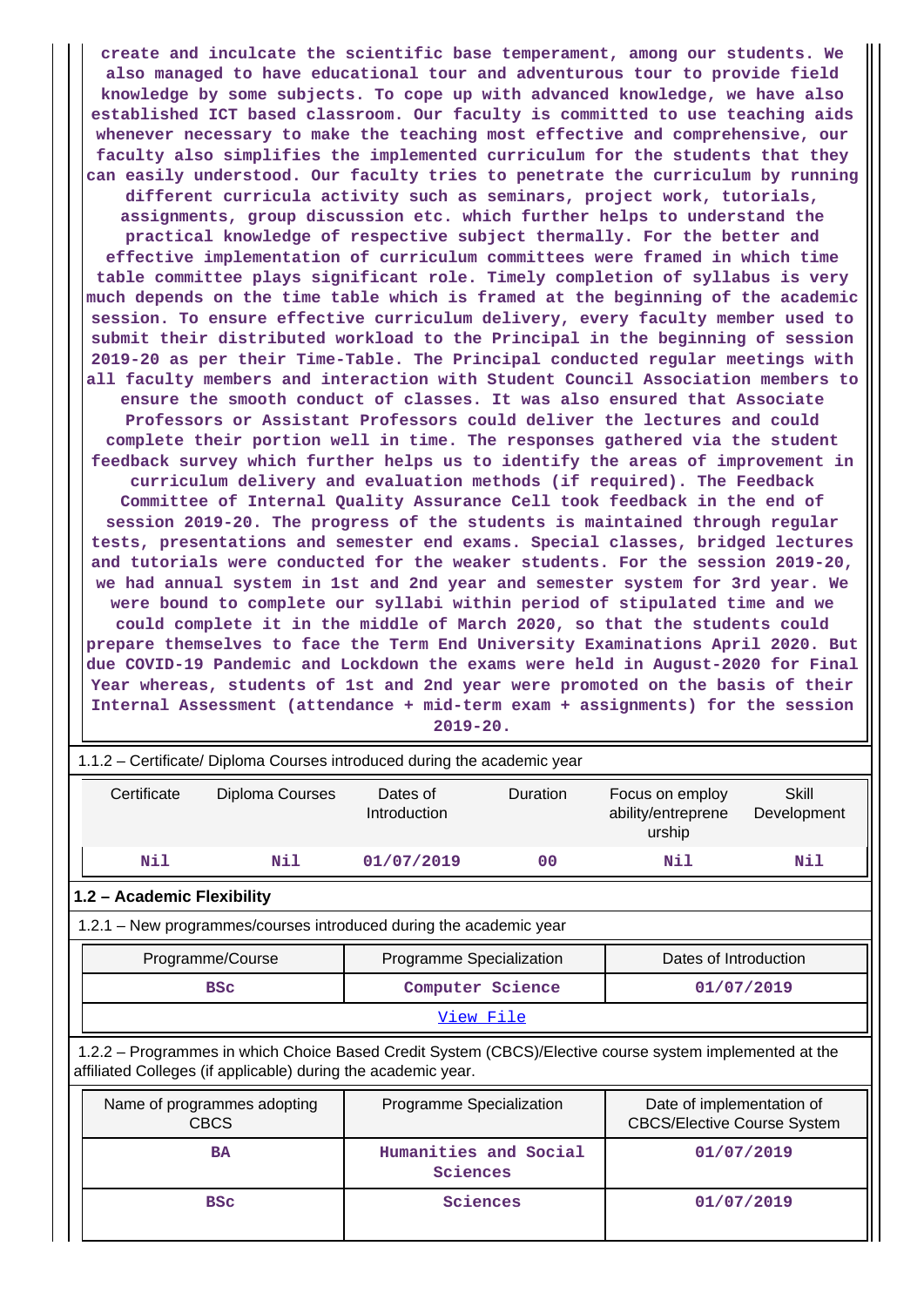**create and inculcate the scientific base temperament, among our students. We also managed to have educational tour and adventurous tour to provide field knowledge by some subjects. To cope up with advanced knowledge, we have also established ICT based classroom. Our faculty is committed to use teaching aids whenever necessary to make the teaching most effective and comprehensive, our faculty also simplifies the implemented curriculum for the students that they can easily understood. Our faculty tries to penetrate the curriculum by running different curricula activity such as seminars, project work, tutorials, assignments, group discussion etc. which further helps to understand the practical knowledge of respective subject thermally. For the better and effective implementation of curriculum committees were framed in which time table committee plays significant role. Timely completion of syllabus is very much depends on the time table which is framed at the beginning of the academic session. To ensure effective curriculum delivery, every faculty member used to submit their distributed workload to the Principal in the beginning of session 2019-20 as per their Time-Table. The Principal conducted regular meetings with all faculty members and interaction with Student Council Association members to ensure the smooth conduct of classes. It was also ensured that Associate Professors or Assistant Professors could deliver the lectures and could complete their portion well in time. The responses gathered via the student feedback survey which further helps us to identify the areas of improvement in curriculum delivery and evaluation methods (if required). The Feedback Committee of Internal Quality Assurance Cell took feedback in the end of session 2019-20. The progress of the students is maintained through regular tests, presentations and semester end exams. Special classes, bridged lectures and tutorials were conducted for the weaker students. For the session 2019-20, we had annual system in 1st and 2nd year and semester system for 3rd year. We were bound to complete our syllabi within period of stipulated time and we could complete it in the middle of March 2020, so that the students could prepare themselves to face the Term End University Examinations April 2020. But due COVID-19 Pandemic and Lockdown the exams were held in August-2020 for Final Year whereas, students of 1st and 2nd year were promoted on the basis of their Internal Assessment (attendance + mid-term exam + assignments) for the session 2019-20.**

1.1.2 – Certificate/ Diploma Courses introduced during the academic year

| Certificate | Diploma Courses | Dates of Introduction | Duration | Focus on employ ability/entreprene urship | Skill Development |
|---|---|---|---|---|---|
| Nil | Nil | 01/07/2019 | 00 | Nil | Nil |

**1.2 – Academic Flexibility**

1.2.1 – New programmes/courses introduced during the academic year

| Programme/Course | Programme Specialization | Dates of Introduction |
|---|---|---|
| BSc | Computer Science | 01/07/2019 |

View File

1.2.2 – Programmes in which Choice Based Credit System (CBCS)/Elective course system implemented at the affiliated Colleges (if applicable) during the academic year.

| Name of programmes adopting CBCS | Programme Specialization | Date of implementation of CBCS/Elective Course System |
|---|---|---|
| BA | Humanities and Social Sciences | 01/07/2019 |
| BSc | Sciences | 01/07/2019 |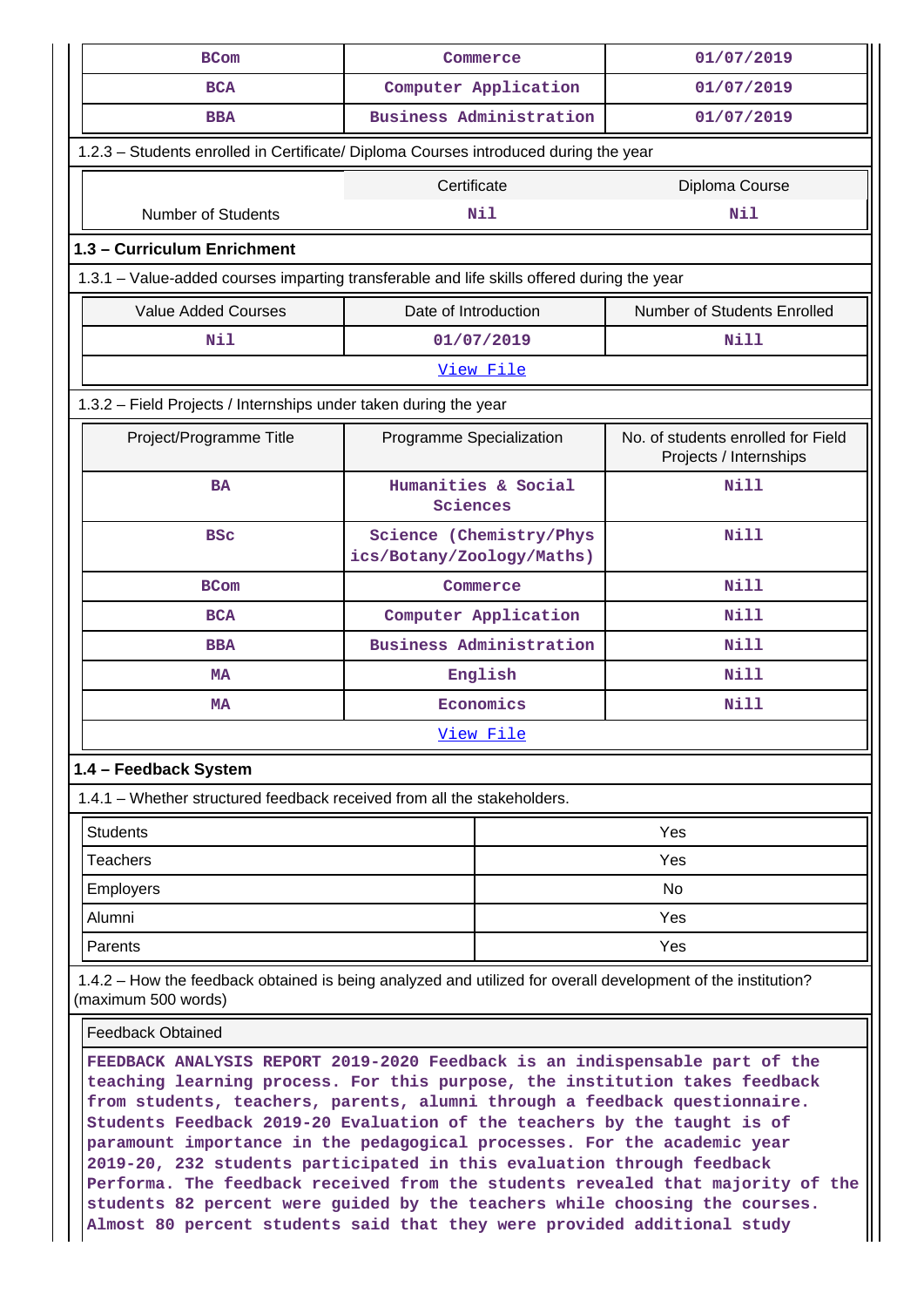| BCom | Commerce | 01/07/2019 |
|---|---|---|
| BCA | Computer Application | 01/07/2019 |
| BBA | Business Administration | 01/07/2019 |

1.2.3 – Students enrolled in Certificate/ Diploma Courses introduced during the year

| | Certificate | Diploma Course |
|---|---|---|
| Number of Students | Nil | Nil |

**1.3 – Curriculum Enrichment**

1.3.1 – Value-added courses imparting transferable and life skills offered during the year

| Value Added Courses | Date of Introduction | Number of Students Enrolled |
|---|---|---|
| Nil | 01/07/2019 | Nill |

View File

1.3.2 – Field Projects / Internships under taken during the year

| Project/Programme Title | Programme Specialization | No. of students enrolled for Field Projects / Internships |
|---|---|---|
| BA | Humanities & Social Sciences | Nill |
| BSc | Science (Chemistry/Physics/Botany/Zoology/Maths) | Nill |
| BCom | Commerce | Nill |
| BCA | Computer Application | Nill |
| BBA | Business Administration | Nill |
| MA | English | Nill |
| MA | Economics | Nill |

View File

**1.4 – Feedback System**

1.4.1 – Whether structured feedback received from all the stakeholders.

| | |
|---|---|
| Students | Yes |
| Teachers | Yes |
| Employers | No |
| Alumni | Yes |
| Parents | Yes |

1.4.2 – How the feedback obtained is being analyzed and utilized for overall development of the institution? (maximum 500 words)

Feedback Obtained

FEEDBACK ANALYSIS REPORT 2019-2020 Feedback is an indispensable part of the teaching learning process. For this purpose, the institution takes feedback from students, teachers, parents, alumni through a feedback questionnaire. Students Feedback 2019-20 Evaluation of the teachers by the taught is of paramount importance in the pedagogical processes. For the academic year 2019-20, 232 students participated in this evaluation through feedback Performa. The feedback received from the students revealed that majority of the students 82 percent were guided by the teachers while choosing the courses. Almost 80 percent students said that they were provided additional study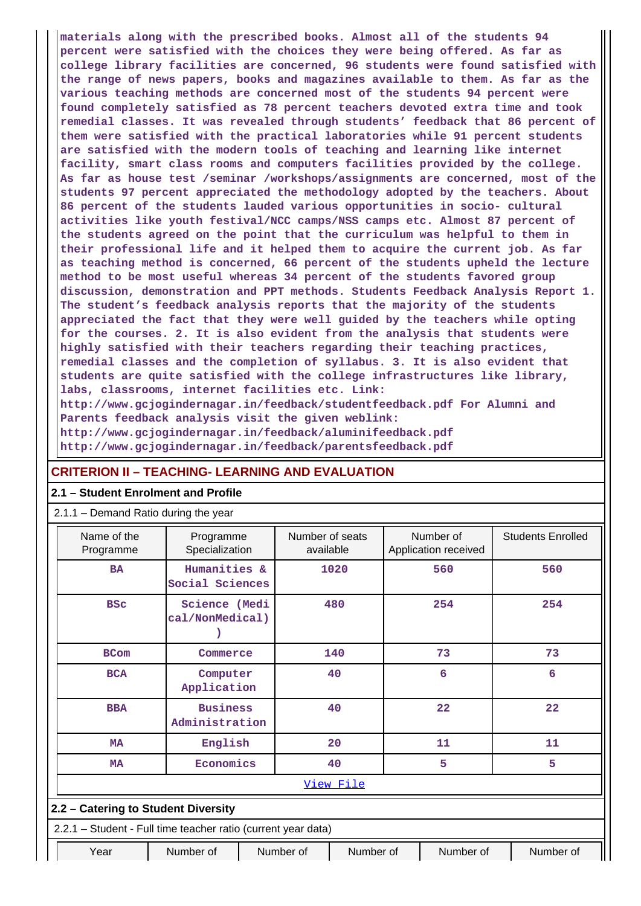materials along with the prescribed books. Almost all of the students 94 percent were satisfied with the choices they were being offered. As far as college library facilities are concerned, 96 students were found satisfied with the range of news papers, books and magazines available to them. As far as the various teaching methods are concerned most of the students 94 percent were found completely satisfied as 78 percent teachers devoted extra time and took remedial classes. It was revealed through students' feedback that 86 percent of them were satisfied with the practical laboratories while 91 percent students are satisfied with the modern tools of teaching and learning like internet facility, smart class rooms and computers facilities provided by the college. As far as house test /seminar /workshops/assignments are concerned, most of the students 97 percent appreciated the methodology adopted by the teachers. About 86 percent of the students lauded various opportunities in socio- cultural activities like youth festival/NCC camps/NSS camps etc. Almost 87 percent of the students agreed on the point that the curriculum was helpful to them in their professional life and it helped them to acquire the current job. As far as teaching method is concerned, 66 percent of the students upheld the lecture method to be most useful whereas 34 percent of the students favored group discussion, demonstration and PPT methods. Students Feedback Analysis Report 1. The student's feedback analysis reports that the majority of the students appreciated the fact that they were well guided by the teachers while opting for the courses. 2. It is also evident from the analysis that students were highly satisfied with their teachers regarding their teaching practices, remedial classes and the completion of syllabus. 3. It is also evident that students are quite satisfied with the college infrastructures like library, labs, classrooms, internet facilities etc. Link: http://www.gcjogindernagar.in/feedback/studentfeedback.pdf For Alumni and Parents feedback analysis visit the given weblink: http://www.gcjogindernagar.in/feedback/aluminifeedback.pdf http://www.gcjogindernagar.in/feedback/parentsfeedback.pdf

## CRITERION II – TEACHING- LEARNING AND EVALUATION

### 2.1 – Student Enrolment and Profile

2.1.1 – Demand Ratio during the year

| Name of the Programme | Programme Specialization | Number of seats available | Number of Application received | Students Enrolled |
|---|---|---|---|---|
| BA | Humanities & Social Sciences | 1020 | 560 | 560 |
| BSc | Science (Medical/NonMedical) | 480 | 254 | 254 |
| BCom | Commerce | 140 | 73 | 73 |
| BCA | Computer Application | 40 | 6 | 6 |
| BBA | Business Administration | 40 | 22 | 22 |
| MA | English | 20 | 11 | 11 |
| MA | Economics | 40 | 5 | 5 |

View File

### 2.2 – Catering to Student Diversity

2.2.1 – Student - Full time teacher ratio (current year data)

| Year | Number of | Number of | Number of | Number of | Number of |
|---|---|---|---|---|---|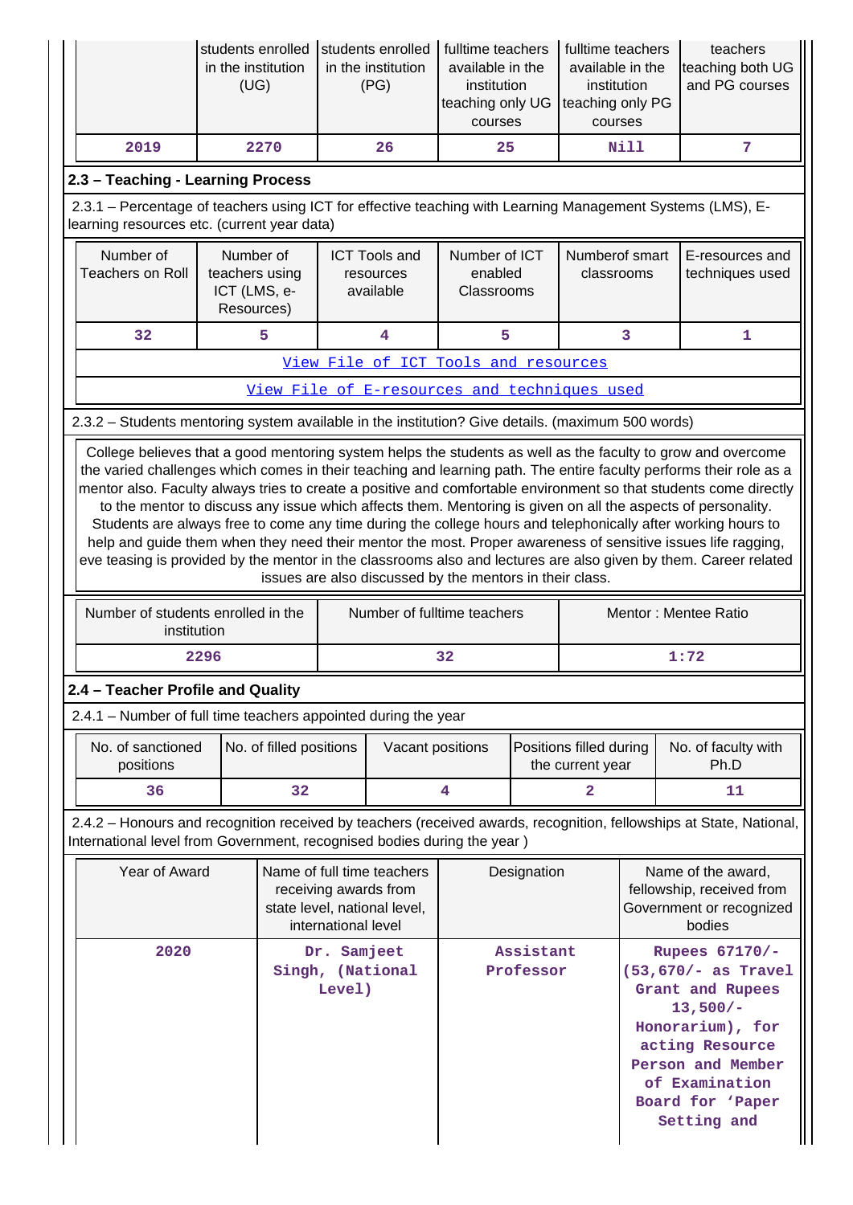| | students enrolled in the institution (UG) | students enrolled in the institution (PG) | fulltime teachers available in the institution teaching only UG courses | fulltime teachers available in the institution teaching only PG courses | teachers teaching both UG and PG courses |
|---|---|---|---|---|---|
| 2019 | 2270 | 26 | 25 | Nill | 7 |

## 2.3 – Teaching - Learning Process

2.3.1 – Percentage of teachers using ICT for effective teaching with Learning Management Systems (LMS), E-learning resources etc. (current year data)

| Number of Teachers on Roll | Number of teachers using ICT (LMS, e-Resources) | ICT Tools and resources available | Number of ICT enabled Classrooms | Numberof smart classrooms | E-resources and techniques used |
|---|---|---|---|---|---|
| 32 | 5 | 4 | 5 | 3 | 1 |
| View File of ICT Tools and resources | | | | | |
| View File of E-resources and techniques used | | | | | |

2.3.2 – Students mentoring system available in the institution? Give details. (maximum 500 words)

College believes that a good mentoring system helps the students as well as the faculty to grow and overcome the varied challenges which comes in their teaching and learning path. The entire faculty performs their role as a mentor also. Faculty always tries to create a positive and comfortable environment so that students come directly to the mentor to discuss any issue which affects them. Mentoring is given on all the aspects of personality. Students are always free to come any time during the college hours and telephonically after working hours to help and guide them when they need their mentor the most. Proper awareness of sensitive issues life ragging, eve teasing is provided by the mentor in the classrooms also and lectures are also given by them. Career related issues are also discussed by the mentors in their class.

| Number of students enrolled in the institution | Number of fulltime teachers | Mentor : Mentee Ratio |
|---|---|---|
| 2296 | 32 | 1:72 |

## 2.4 – Teacher Profile and Quality

2.4.1 – Number of full time teachers appointed during the year

| No. of sanctioned positions | No. of filled positions | Vacant positions | Positions filled during the current year | No. of faculty with Ph.D |
|---|---|---|---|---|
| 36 | 32 | 4 | 2 | 11 |

2.4.2 – Honours and recognition received by teachers (received awards, recognition, fellowships at State, National, International level from Government, recognised bodies during the year )

| Year of Award | Name of full time teachers receiving awards from state level, national level, international level | Designation | Name of the award, fellowship, received from Government or recognized bodies |
|---|---|---|---|
| 2020 | Dr. Samjeet Singh, (National Level) | Assistant Professor | Rupees 67170/- (53,670/- as Travel Grant and Rupees 13,500/- Honorarium), for acting Resource Person and Member of Examination Board for 'Paper Setting and |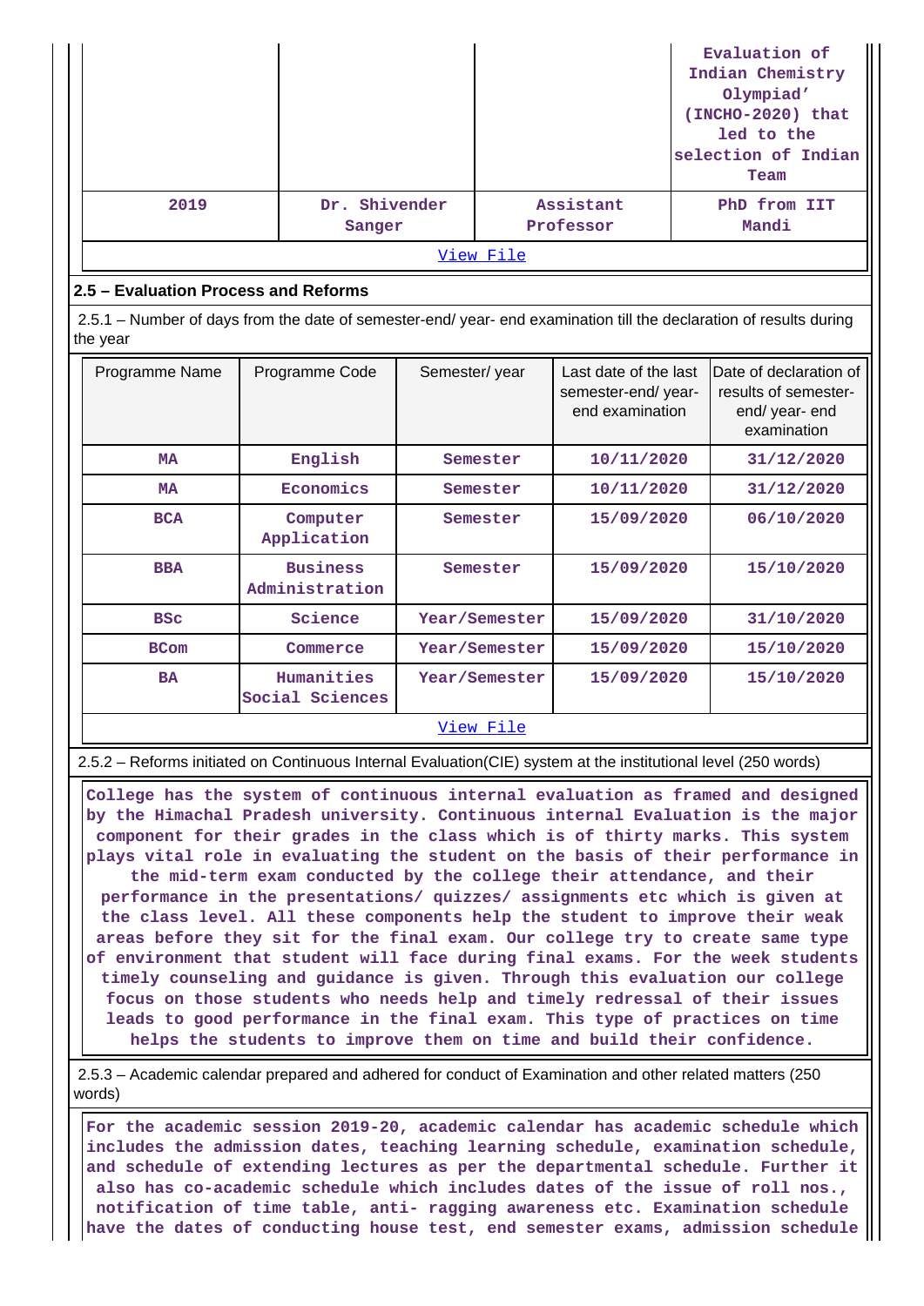| | | | Evaluation of Indian Chemistry Olympiad' (INCHO-2020) that led to the selection of Indian Team |
|---|---|---|---|
| 2019 | Dr. Shivender Sanger | Assistant Professor | PhD from IIT Mandi |

View File

## 2.5 – Evaluation Process and Reforms

2.5.1 – Number of days from the date of semester-end/ year- end examination till the declaration of results during the year

| Programme Name | Programme Code | Semester/ year | Last date of the last semester-end/ year- end examination | Date of declaration of results of semester- end/ year- end examination |
|---|---|---|---|---|
| MA | English | Semester | 10/11/2020 | 31/12/2020 |
| MA | Economics | Semester | 10/11/2020 | 31/12/2020 |
| BCA | Computer Application | Semester | 15/09/2020 | 06/10/2020 |
| BBA | Business Administration | Semester | 15/09/2020 | 15/10/2020 |
| BSc | Science | Year/Semester | 15/09/2020 | 31/10/2020 |
| BCom | Commerce | Year/Semester | 15/09/2020 | 15/10/2020 |
| BA | Humanities Social Sciences | Year/Semester | 15/09/2020 | 15/10/2020 |

View File

2.5.2 – Reforms initiated on Continuous Internal Evaluation(CIE) system at the institutional level (250 words)

College has the system of continuous internal evaluation as framed and designed by the Himachal Pradesh university. Continuous internal Evaluation is the major component for their grades in the class which is of thirty marks. This system plays vital role in evaluating the student on the basis of their performance in the mid-term exam conducted by the college their attendance, and their performance in the presentations/ quizzes/ assignments etc which is given at the class level. All these components help the student to improve their weak areas before they sit for the final exam. Our college try to create same type of environment that student will face during final exams. For the week students timely counseling and guidance is given. Through this evaluation our college focus on those students who needs help and timely redressal of their issues leads to good performance in the final exam. This type of practices on time helps the students to improve them on time and build their confidence.

2.5.3 – Academic calendar prepared and adhered for conduct of Examination and other related matters (250 words)

For the academic session 2019-20, academic calendar has academic schedule which includes the admission dates, teaching learning schedule, examination schedule, and schedule of extending lectures as per the departmental schedule. Further it also has co-academic schedule which includes dates of the issue of roll nos., notification of time table, anti- ragging awareness etc. Examination schedule have the dates of conducting house test, end semester exams, admission schedule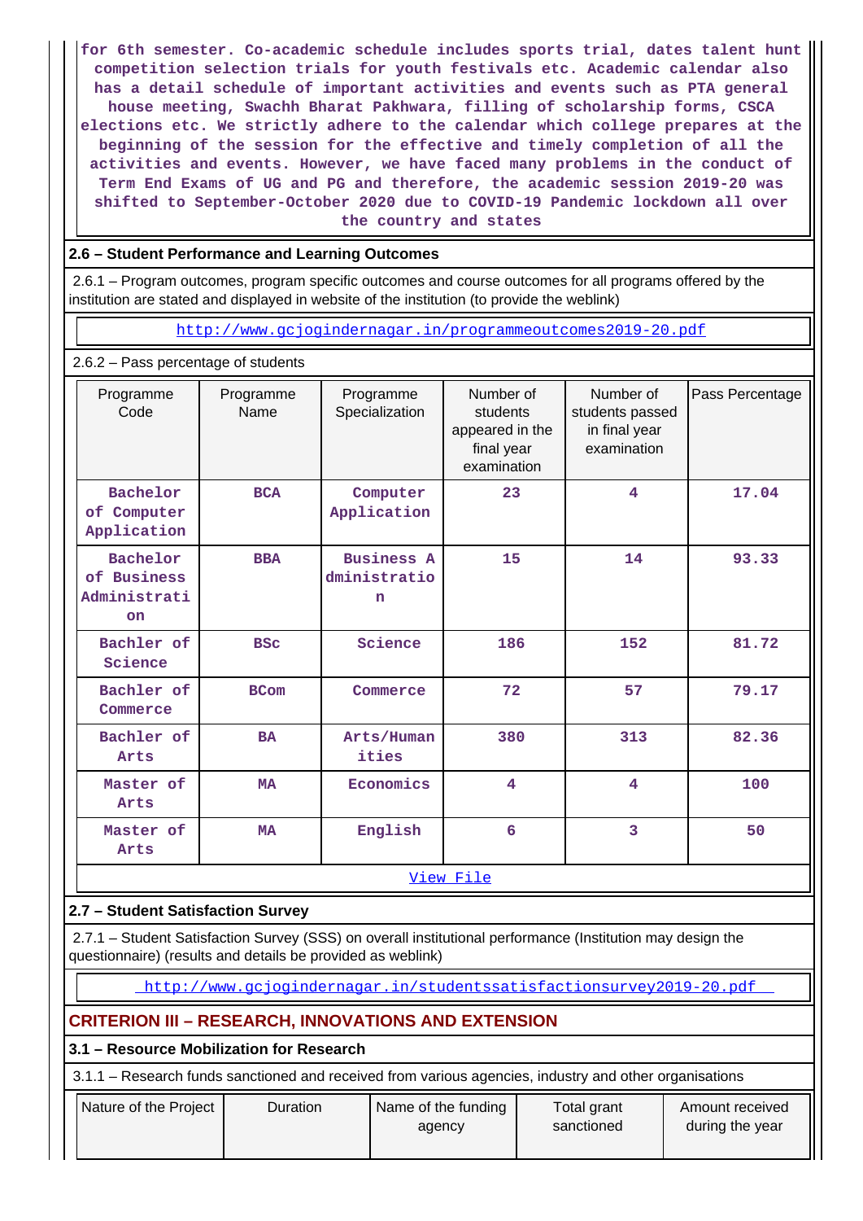for 6th semester. Co-academic schedule includes sports trial, dates talent hunt competition selection trials for youth festivals etc. Academic calendar also has a detail schedule of important activities and events such as PTA general house meeting, Swachh Bharat Pakhwara, filling of scholarship forms, CSCA elections etc. We strictly adhere to the calendar which college prepares at the beginning of the session for the effective and timely completion of all the activities and events. However, we have faced many problems in the conduct of Term End Exams of UG and PG and therefore, the academic session 2019-20 was shifted to September-October 2020 due to COVID-19 Pandemic lockdown all over the country and states

## 2.6 – Student Performance and Learning Outcomes

2.6.1 – Program outcomes, program specific outcomes and course outcomes for all programs offered by the institution are stated and displayed in website of the institution (to provide the weblink)

http://www.gcjogindernagar.in/programmeoutcomes2019-20.pdf

2.6.2 – Pass percentage of students

| Programme Code | Programme Name | Programme Specialization | Number of students appeared in the final year examination | Number of students passed in final year examination | Pass Percentage |
|---|---|---|---|---|---|
| Bachelor of Computer Application | BCA | Computer Application | 23 | 4 | 17.04 |
| Bachelor of Business Administration | BBA | Business Administration | 15 | 14 | 93.33 |
| Bachler of Science | BSc | Science | 186 | 152 | 81.72 |
| Bachler of Commerce | BCom | Commerce | 72 | 57 | 79.17 |
| Bachler of Arts | BA | Arts/Humanities | 380 | 313 | 82.36 |
| Master of Arts | MA | Economics | 4 | 4 | 100 |
| Master of Arts | MA | English | 6 | 3 | 50 |

View File

## 2.7 – Student Satisfaction Survey

2.7.1 – Student Satisfaction Survey (SSS) on overall institutional performance (Institution may design the questionnaire) (results and details be provided as weblink)

http://www.gcjogindernagar.in/studentssatisfactionsurvey2019-20.pdf

# CRITERION III – RESEARCH, INNOVATIONS AND EXTENSION

## 3.1 – Resource Mobilization for Research

3.1.1 – Research funds sanctioned and received from various agencies, industry and other organisations

| Nature of the Project | Duration | Name of the funding agency | Total grant sanctioned | Amount received during the year |
|---|---|---|---|---|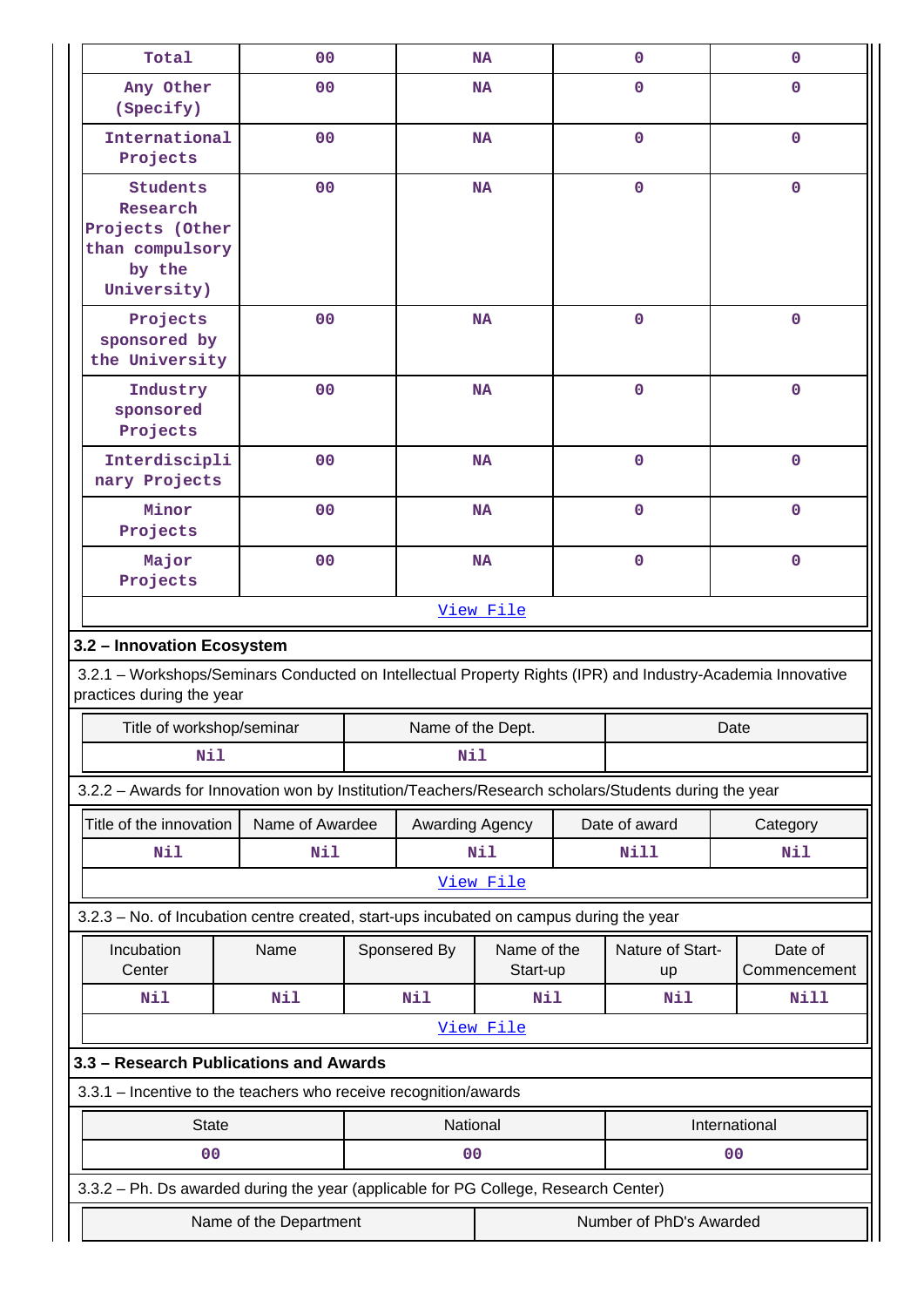| Total | 00 | NA | 0 | 0 |
|---|---|---|---|---|
| Any Other (Specify) | 00 | NA | 0 | 0 |
| International Projects | 00 | NA | 0 | 0 |
| Students Research Projects (Other than compulsory by the University) | 00 | NA | 0 | 0 |
| Projects sponsored by the University | 00 | NA | 0 | 0 |
| Industry sponsored Projects | 00 | NA | 0 | 0 |
| Interdisciplinary Projects | 00 | NA | 0 | 0 |
| Minor Projects | 00 | NA | 0 | 0 |
| Major Projects | 00 | NA | 0 | 0 |
| | | View File | | |

### 3.2 – Innovation Ecosystem

3.2.1 – Workshops/Seminars Conducted on Intellectual Property Rights (IPR) and Industry-Academia Innovative practices during the year

| Title of workshop/seminar | Name of the Dept. | Date |
|---|---|---|
| Nil | Nil | |

3.2.2 – Awards for Innovation won by Institution/Teachers/Research scholars/Students during the year

| Title of the innovation | Name of Awardee | Awarding Agency | Date of award | Category |
|---|---|---|---|---|
| Nil | Nil | Nil | Nill | Nil |
| | | View File | | |

3.2.3 – No. of Incubation centre created, start-ups incubated on campus during the year

| Incubation Center | Name | Sponsered By | Name of the Start-up | Nature of Start-up | Date of Commencement |
|---|---|---|---|---|---|
| Nil | Nil | Nil | Nil | Nil | Nill |
| | | View File | | | |

### 3.3 – Research Publications and Awards

3.3.1 – Incentive to the teachers who receive recognition/awards

| State | National | International |
|---|---|---|
| 00 | 00 | 00 |

3.3.2 – Ph. Ds awarded during the year (applicable for PG College, Research Center)

| Name of the Department | Number of PhD's Awarded |
|---|---|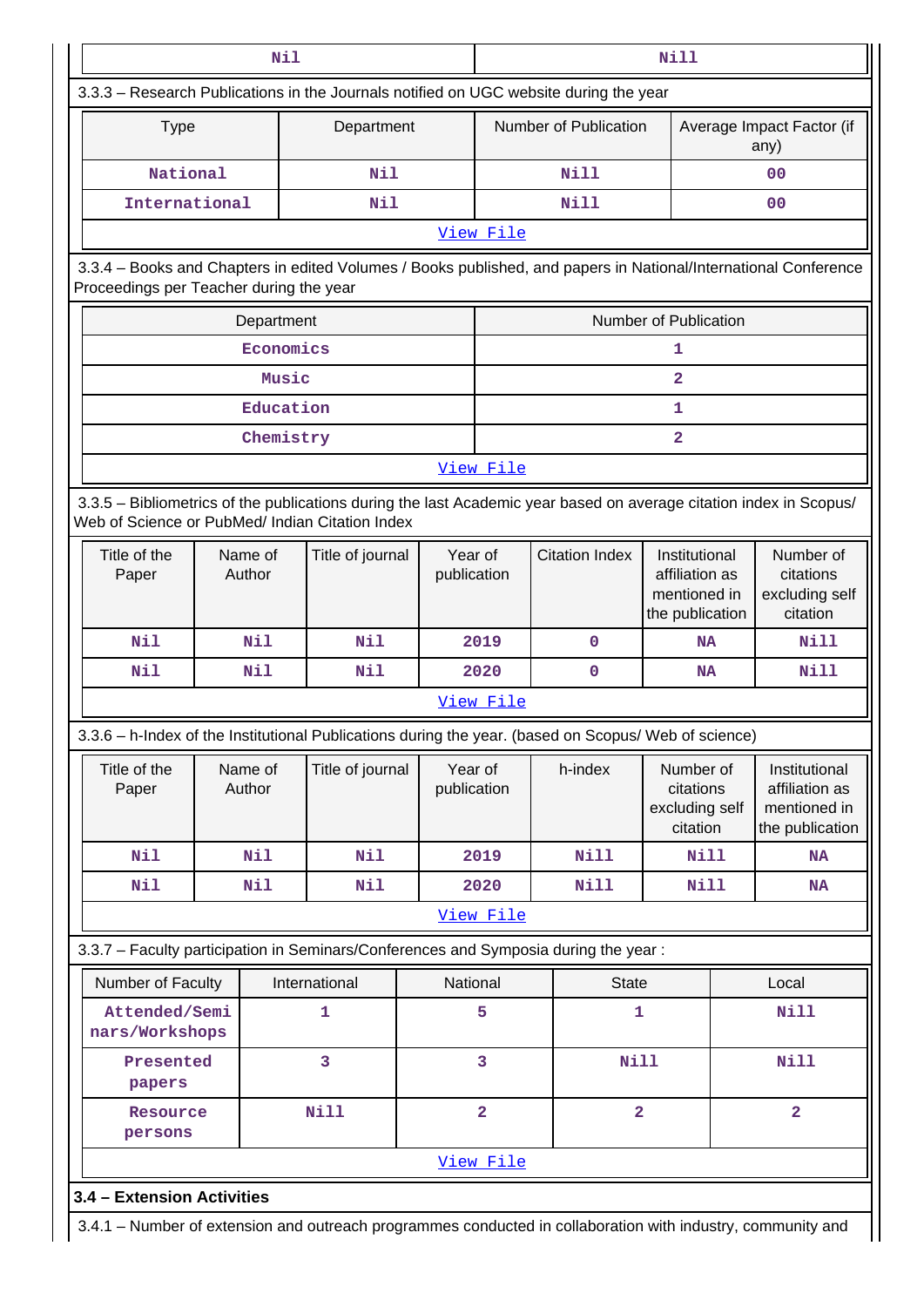| Nil | Nill |
|---|---|

3.3.3 – Research Publications in the Journals notified on UGC website during the year

| Type | Department | Number of Publication | Average Impact Factor (if any) |
|---|---|---|---|
| National | Nil | Nill | 00 |
| International | Nil | Nill | 00 |

View File

3.3.4 – Books and Chapters in edited Volumes / Books published, and papers in National/International Conference Proceedings per Teacher during the year

| Department | Number of Publication |
|---|---|
| Economics | 1 |
| Music | 2 |
| Education | 1 |
| Chemistry | 2 |

View File

3.3.5 – Bibliometrics of the publications during the last Academic year based on average citation index in Scopus/ Web of Science or PubMed/ Indian Citation Index

| Title of the Paper | Name of Author | Title of journal | Year of publication | Citation Index | Institutional affiliation as mentioned in the publication | Number of citations excluding self citation |
|---|---|---|---|---|---|---|
| Nil | Nil | Nil | 2019 | 0 | NA | Nill |
| Nil | Nil | Nil | 2020 | 0 | NA | Nill |

View File

3.3.6 – h-Index of the Institutional Publications during the year. (based on Scopus/ Web of science)

| Title of the Paper | Name of Author | Title of journal | Year of publication | h-index | Number of citations excluding self citation | Institutional affiliation as mentioned in the publication |
|---|---|---|---|---|---|---|
| Nil | Nil | Nil | 2019 | Nill | Nill | NA |
| Nil | Nil | Nil | 2020 | Nill | Nill | NA |

View File

3.3.7 – Faculty participation in Seminars/Conferences and Symposia during the year :

| Number of Faculty | International | National | State | Local |
|---|---|---|---|---|
| Attended/Seminars/Workshops | 1 | 5 | 1 | Nill |
| Presented papers | 3 | 3 | Nill | Nill |
| Resource persons | Nill | 2 | 2 | 2 |

View File

**3.4 – Extension Activities**

3.4.1 – Number of extension and outreach programmes conducted in collaboration with industry, community and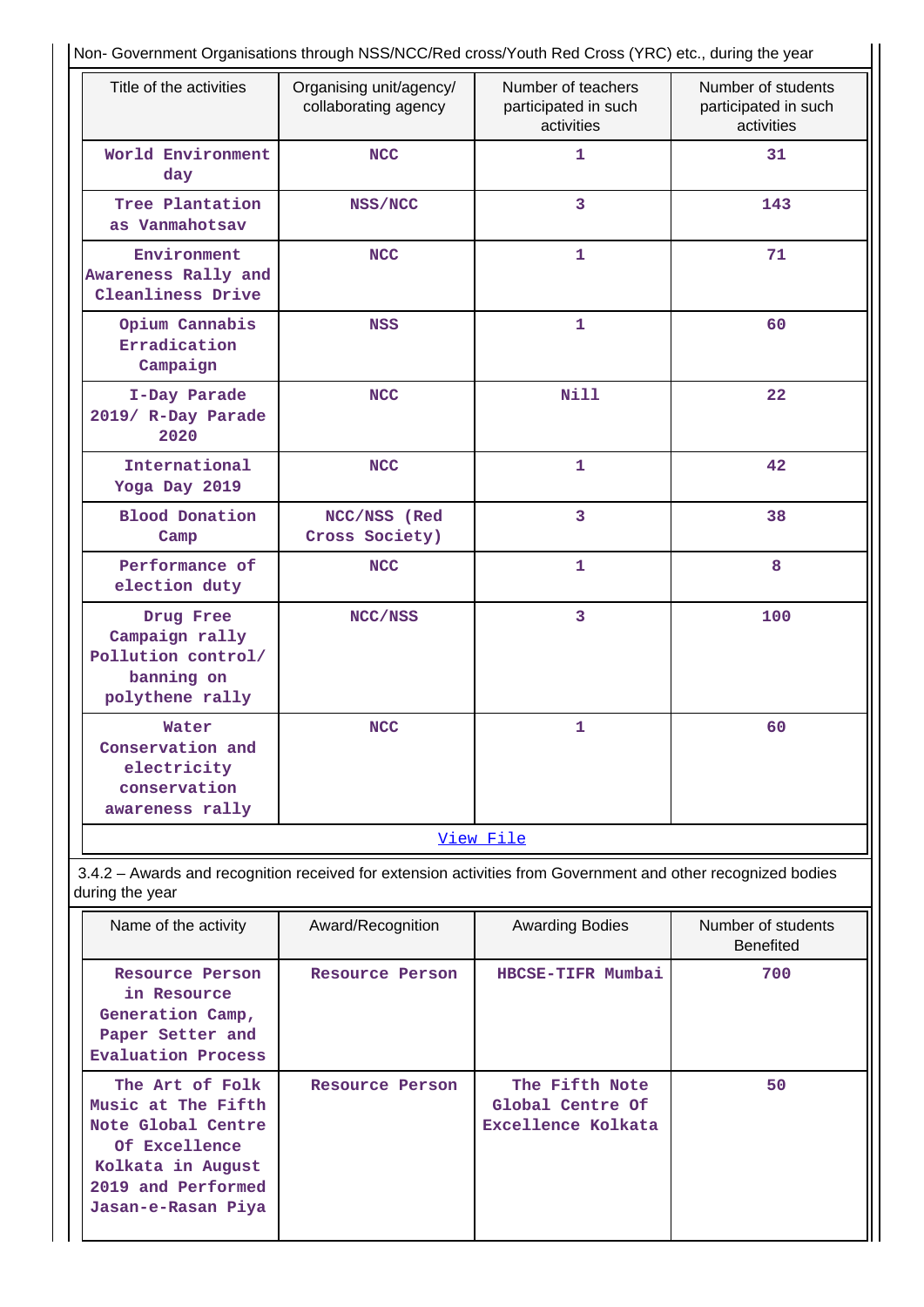Non- Government Organisations through NSS/NCC/Red cross/Youth Red Cross (YRC) etc., during the year

| Title of the activities | Organising unit/agency/ collaborating agency | Number of teachers participated in such activities | Number of students participated in such activities |
|---|---|---|---|
| World Environment day | NCC | 1 | 31 |
| Tree Plantation as Vanmahotsav | NSS/NCC | 3 | 143 |
| Environment Awareness Rally and Cleanliness Drive | NCC | 1 | 71 |
| Opium Cannabis Erradication Campaign | NSS | 1 | 60 |
| I-Day Parade 2019/ R-Day Parade 2020 | NCC | Nill | 22 |
| International Yoga Day 2019 | NCC | 1 | 42 |
| Blood Donation Camp | NCC/NSS (Red Cross Society) | 3 | 38 |
| Performance of election duty | NCC | 1 | 8 |
| Drug Free Campaign rally Pollution control/ banning on polythene rally | NCC/NSS | 3 | 100 |
| Water Conservation and electricity conservation awareness rally | NCC | 1 | 60 |

View File

3.4.2 – Awards and recognition received for extension activities from Government and other recognized bodies during the year

| Name of the activity | Award/Recognition | Awarding Bodies | Number of students Benefited |
|---|---|---|---|
| Resource Person in Resource Generation Camp, Paper Setter and Evaluation Process | Resource Person | HBCSE-TIFR Mumbai | 700 |
| The Art of Folk Music at The Fifth Note Global Centre Of Excellence Kolkata in August 2019 and Performed Jasan-e-Rasan Piya | Resource Person | The Fifth Note Global Centre Of Excellence Kolkata | 50 |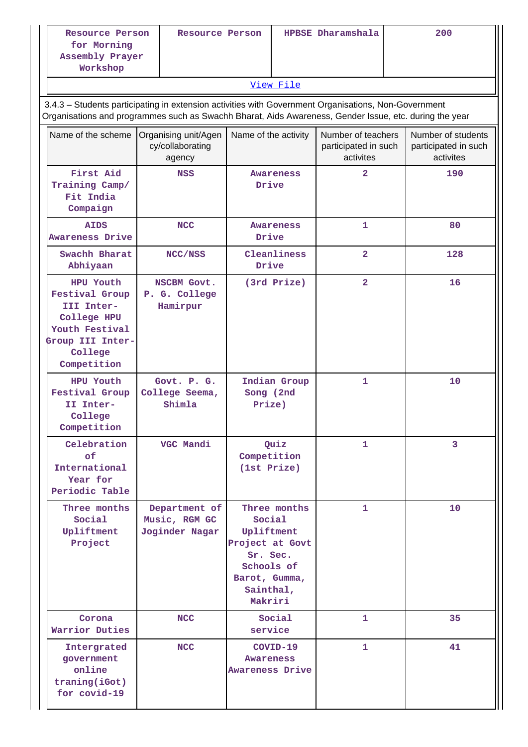| Resource Person for Morning Assembly Prayer Workshop | Resource Person | HPBSE Dharamshala | 200 |
|---|---|---|---|

[View File](#)

3.4.3 – Students participating in extension activities with Government Organisations, Non-Government Organisations and programmes such as Swachh Bharat, Aids Awareness, Gender Issue, etc. during the year

| Name of the scheme | Organising unit/Agency/collaborating agency | Name of the activity | Number of teachers participated in such activites | Number of students participated in such activites |
|---|---|---|---|---|
| First Aid Training Camp/ Fit India Compaign | NSS | Awareness Drive | 2 | 190 |
| AIDS Awareness Drive | NCC | Awareness Drive | 1 | 80 |
| Swachh Bharat Abhiyaan | NCC/NSS | Cleanliness Drive | 2 | 128 |
| HPU Youth Festival Group III Inter-College HPU Youth Festival Group III Inter-College Competition | NSCBM Govt. P. G. College Hamirpur | (3rd Prize) | 2 | 16 |
| HPU Youth Festival Group II Inter-College Competition | Govt. P. G. College Seema, Shimla | Indian Group Song (2nd Prize) | 1 | 10 |
| Celebration of International Year for Periodic Table | VGC Mandi | Quiz Competition (1st Prize) | 1 | 3 |
| Three months Social Upliftment Project | Department of Music, RGM GC Joginder Nagar | Three months Social Upliftment Project at Govt Sr. Sec. Schools of Barot, Gumma, Sainthal, Makriri | 1 | 10 |
| Corona Warrior Duties | NCC | Social service | 1 | 35 |
| Intergrated government online traning(iGot) for covid-19 | NCC | COVID-19 Awareness Awareness Drive | 1 | 41 |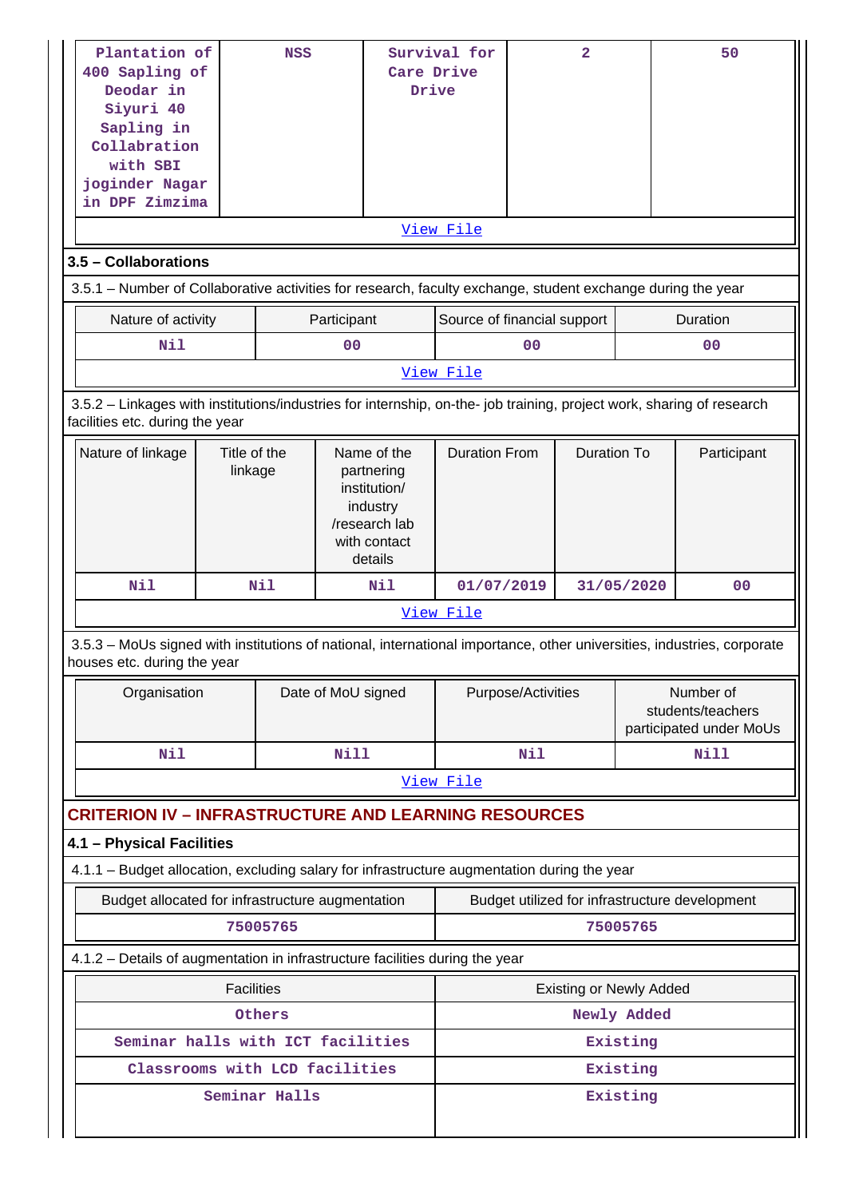| Plantation of 400 Sapling of Deodar in Siyuri 40 Sapling in Collaboration with SBI joginder Nagar in DPF Zimzima | NSS | Survival for Care Drive Drive | 2 | 50 |
|---|---|---|---|---|

View File

### 3.5 – Collaborations

3.5.1 – Number of Collaborative activities for research, faculty exchange, student exchange during the year

| Nature of activity | Participant | Source of financial support | Duration |
|---|---|---|---|
| Nil | 00 | 00 | 00 |

View File

3.5.2 – Linkages with institutions/industries for internship, on-the- job training, project work, sharing of research facilities etc. during the year

| Nature of linkage | Title of the linkage | Name of the partnering institution/ industry /research lab with contact details | Duration From | Duration To | Participant |
|---|---|---|---|---|---|
| Nil | Nil | Nil | 01/07/2019 | 31/05/2020 | 00 |

View File

3.5.3 – MoUs signed with institutions of national, international importance, other universities, industries, corporate houses etc. during the year

| Organisation | Date of MoU signed | Purpose/Activities | Number of students/teachers participated under MoUs |
|---|---|---|---|
| Nil | Nill | Nil | Nill |

View File

## CRITERION IV – INFRASTRUCTURE AND LEARNING RESOURCES

### 4.1 – Physical Facilities

4.1.1 – Budget allocation, excluding salary for infrastructure augmentation during the year

| Budget allocated for infrastructure augmentation | Budget utilized for infrastructure development |
|---|---|
| 75005765 | 75005765 |

4.1.2 – Details of augmentation in infrastructure facilities during the year

| Facilities | Existing or Newly Added |
|---|---|
| Others | Newly Added |
| Seminar halls with ICT facilities | Existing |
| Classrooms with LCD facilities | Existing |
| Seminar Halls | Existing |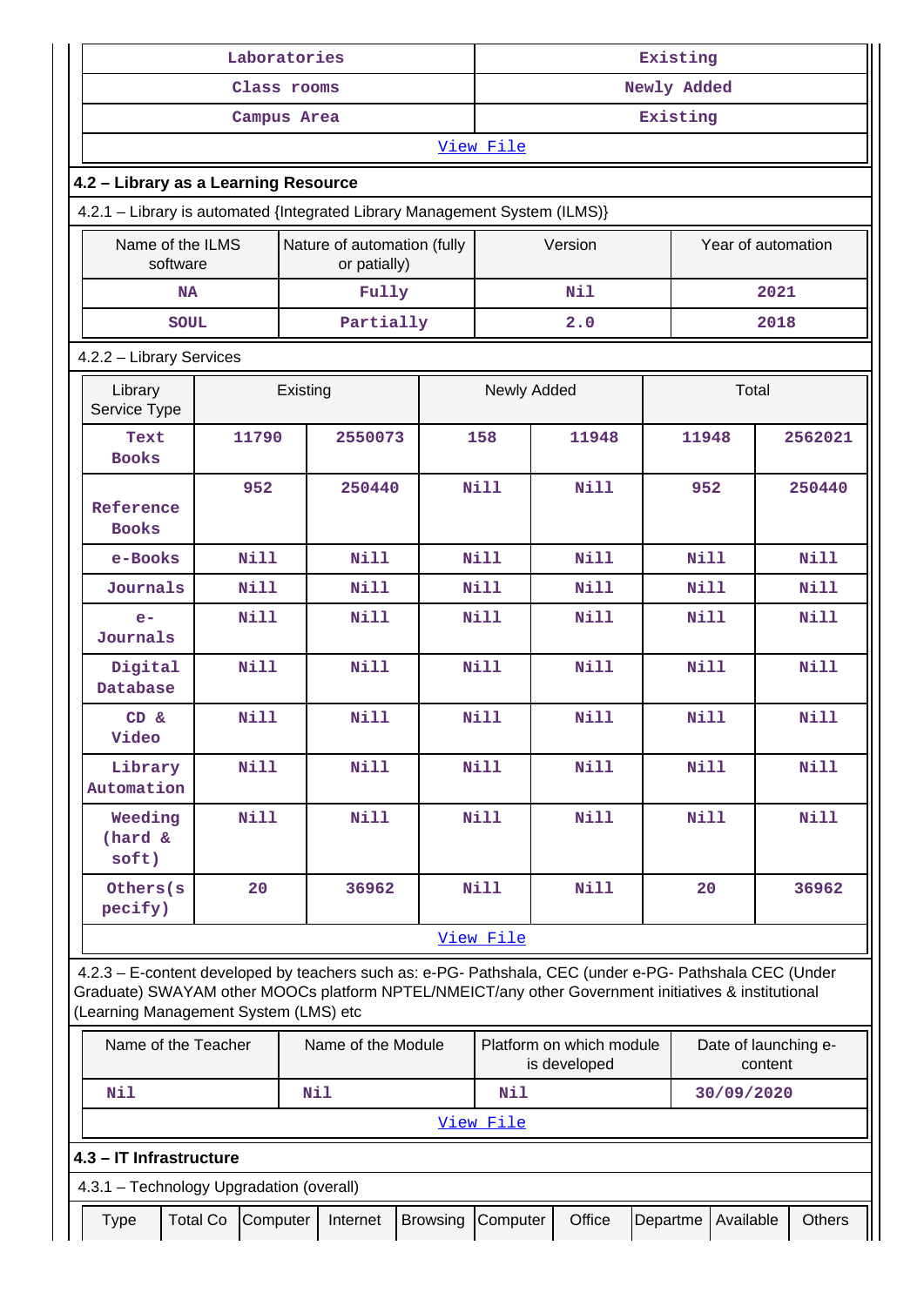| Laboratories | Existing |
|---|---|
| Class rooms | Newly Added |
| Campus Area | Existing |
| View File | |

**4.2 – Library as a Learning Resource**

4.2.1 – Library is automated {Integrated Library Management System (ILMS)}

| Name of the ILMS software | Nature of automation (fully or patially) | Version | Year of automation |
|---|---|---|---|
| NA | Fully | Nil | 2021 |
| SOUL | Partially | 2.0 | 2018 |

4.2.2 – Library Services

| Library Service Type | Existing | | Newly Added | | Total | |
|---|---|---|---|---|---|---|
| Text Books | 11790 | 2550073 | 158 | 11948 | 11948 | 2562021 |
| Reference Books | 952 | 250440 | Nill | Nill | 952 | 250440 |
| e-Books | Nill | Nill | Nill | Nill | Nill | Nill |
| Journals | Nill | Nill | Nill | Nill | Nill | Nill |
| e-Journals | Nill | Nill | Nill | Nill | Nill | Nill |
| Digital Database | Nill | Nill | Nill | Nill | Nill | Nill |
| CD & Video | Nill | Nill | Nill | Nill | Nill | Nill |
| Library Automation | Nill | Nill | Nill | Nill | Nill | Nill |
| Weeding (hard & soft) | Nill | Nill | Nill | Nill | Nill | Nill |
| Others(specify) | 20 | 36962 | Nill | Nill | 20 | 36962 |
| View File | | | | | | |

4.2.3 – E-content developed by teachers such as: e-PG- Pathshala, CEC (under e-PG- Pathshala CEC (Under Graduate) SWAYAM other MOOCs platform NPTEL/NMEICT/any other Government initiatives & institutional (Learning Management System (LMS) etc

| Name of the Teacher | Name of the Module | Platform on which module is developed | Date of launching e-content |
|---|---|---|---|
| Nil | Nil | Nil | 30/09/2020 |
| View File | | | |

**4.3 – IT Infrastructure**

4.3.1 – Technology Upgradation (overall)

| Type | Total Co | Computer | Internet | Browsing | Computer | Office | Departme | Available | Others |
|---|---|---|---|---|---|---|---|---|---|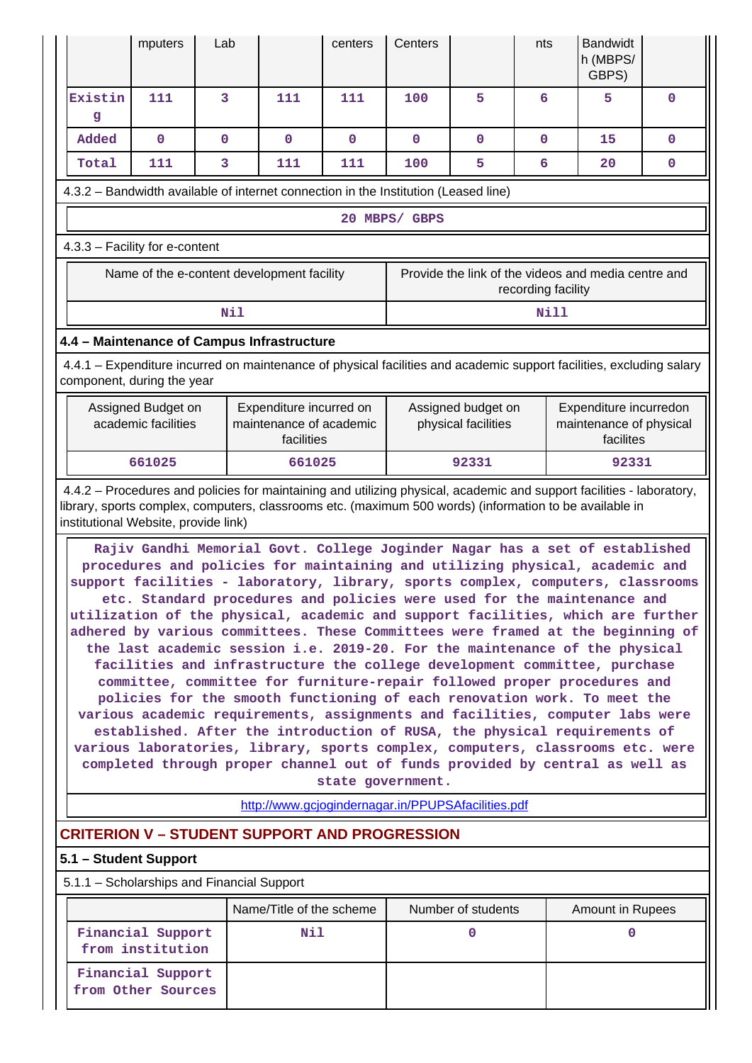| | mputers | Lab | | centers | Centers | | nts | Bandwidth (MBPS/ GBPS) | |
|---|---|---|---|---|---|---|---|---|---|
| Existing | 111 | 3 | 111 | 111 | 100 | 5 | 6 | 5 | 0 |
| Added | 0 | 0 | 0 | 0 | 0 | 0 | 0 | 15 | 0 |
| Total | 111 | 3 | 111 | 111 | 100 | 5 | 6 | 20 | 0 |

4.3.2 – Bandwidth available of internet connection in the Institution (Leased line)

20 MBPS/ GBPS

4.3.3 – Facility for e-content

| Name of the e-content development facility | Provide the link of the videos and media centre and recording facility |
|---|---|
| Nil | Nill |

## 4.4 – Maintenance of Campus Infrastructure

4.4.1 – Expenditure incurred on maintenance of physical facilities and academic support facilities, excluding salary component, during the year

| Assigned Budget on academic facilities | Expenditure incurred on maintenance of academic facilities | Assigned budget on physical facilities | Expenditure incurredon maintenance of physical facilites |
|---|---|---|---|
| 661025 | 661025 | 92331 | 92331 |

4.4.2 – Procedures and policies for maintaining and utilizing physical, academic and support facilities - laboratory, library, sports complex, computers, classrooms etc. (maximum 500 words) (information to be available in institutional Website, provide link)

Rajiv Gandhi Memorial Govt. College Joginder Nagar has a set of established procedures and policies for maintaining and utilizing physical, academic and support facilities - laboratory, library, sports complex, computers, classrooms etc. Standard procedures and policies were used for the maintenance and utilization of the physical, academic and support facilities, which are further adhered by various committees. These Committees were framed at the beginning of the last academic session i.e. 2019-20. For the maintenance of the physical facilities and infrastructure the college development committee, purchase committee, committee for furniture-repair followed proper procedures and policies for the smooth functioning of each renovation work. To meet the various academic requirements, assignments and facilities, computer labs were established. After the introduction of RUSA, the physical requirements of various laboratories, library, sports complex, computers, classrooms etc. were completed through proper channel out of funds provided by central as well as state government.

http://www.gcjogindernagar.in/PPUPSAfacilities.pdf

## CRITERION V – STUDENT SUPPORT AND PROGRESSION

### 5.1 – Student Support

5.1.1 – Scholarships and Financial Support

| | Name/Title of the scheme | Number of students | Amount in Rupees |
|---|---|---|---|
| Financial Support from institution | Nil | 0 | 0 |
| Financial Support from Other Sources | | | |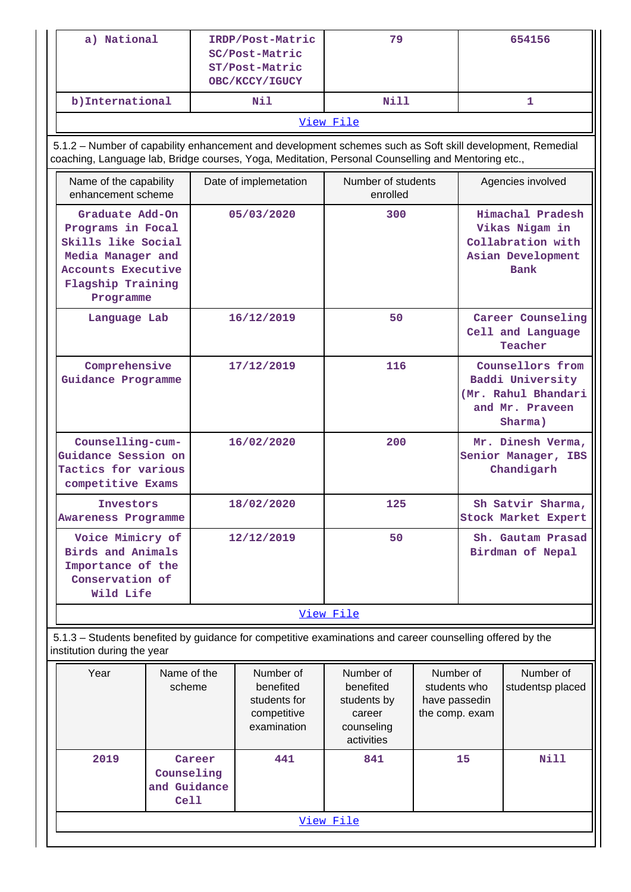| a) National | IRDP/Post-Matric SC/Post-Matric ST/Post-Matric OBC/KCCY/IGUCY | 79 | 654156 |
|---|---|---|---|
| b)International | Nil | Nill | 1 |
| View File | | | |

5.1.2 – Number of capability enhancement and development schemes such as Soft skill development, Remedial coaching, Language lab, Bridge courses, Yoga, Meditation, Personal Counselling and Mentoring etc.,

| Name of the capability enhancement scheme | Date of implemetation | Number of students enrolled | Agencies involved |
|---|---|---|---|
| Graduate Add-On Programs in Focal Skills like Social Media Manager and Accounts Executive Flagship Training Programme | 05/03/2020 | 300 | Himachal Pradesh Vikas Nigam in Collabration with Asian Development Bank |
| Language Lab | 16/12/2019 | 50 | Career Counseling Cell and Language Teacher |
| Comprehensive Guidance Programme | 17/12/2019 | 116 | Counsellors from Baddi University (Mr. Rahul Bhandari and Mr. Praveen Sharma) |
| Counselling-cum-Guidance Session on Tactics for various competitive Exams | 16/02/2020 | 200 | Mr. Dinesh Verma, Senior Manager, IBS Chandigarh |
| Investors Awareness Programme | 18/02/2020 | 125 | Sh Satvir Sharma, Stock Market Expert |
| Voice Mimicry of Birds and Animals Importance of the Conservation of Wild Life | 12/12/2019 | 50 | Sh. Gautam Prasad Birdman of Nepal |
| View File | | | |

5.1.3 – Students benefited by guidance for competitive examinations and career counselling offered by the institution during the year

| Year | Name of the scheme | Number of benefited students for competitive examination | Number of benefited students by career counseling activities | Number of students who have passedin the comp. exam | Number of studentsp placed |
|---|---|---|---|---|---|
| 2019 | Career Counseling and Guidance Cell | 441 | 841 | 15 | Nill |
| View File | | | | | |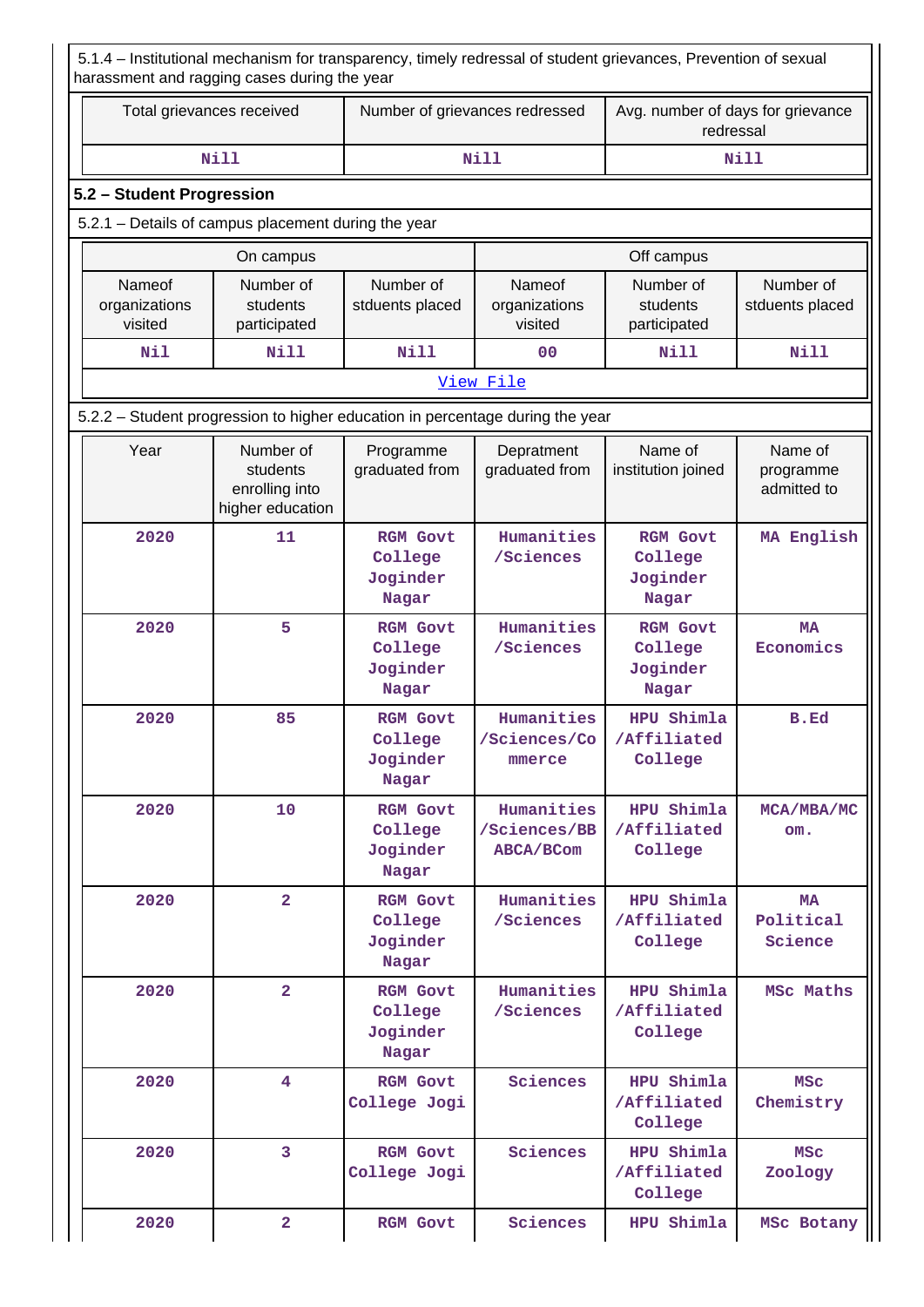5.1.4 – Institutional mechanism for transparency, timely redressal of student grievances, Prevention of sexual harassment and ragging cases during the year

| Total grievances received | Number of grievances redressed | Avg. number of days for grievance redressal |
|---|---|---|
| Nill | Nill | Nill |

## 5.2 – Student Progression

5.2.1 – Details of campus placement during the year

| On campus | | | Off campus | | |
|---|---|---|---|---|---|
| Nameof organizations visited | Number of students participated | Number of stduents placed | Nameof organizations visited | Number of students participated | Number of stduents placed |
| Nil | Nill | Nill | 00 | Nill | Nill |

View File

5.2.2 – Student progression to higher education in percentage during the year

| Year | Number of students enrolling into higher education | Programme graduated from | Depratment graduated from | Name of institution joined | Name of programme admitted to |
|---|---|---|---|---|---|
| 2020 | 11 | RGM Govt College Joginder Nagar | Humanities /Sciences | RGM Govt College Joginder Nagar | MA English |
| 2020 | 5 | RGM Govt College Joginder Nagar | Humanities /Sciences | RGM Govt College Joginder Nagar | MA Economics |
| 2020 | 85 | RGM Govt College Joginder Nagar | Humanities /Sciences/Commerce | HPU Shimla /Affiliated College | B.Ed |
| 2020 | 10 | RGM Govt College Joginder Nagar | Humanities /Sciences/BBABCA/BCom | HPU Shimla /Affiliated College | MCA/MBA/MCom. |
| 2020 | 2 | RGM Govt College Joginder Nagar | Humanities /Sciences | HPU Shimla /Affiliated College | MA Political Science |
| 2020 | 2 | RGM Govt College Joginder Nagar | Humanities /Sciences | HPU Shimla /Affiliated College | MSc Maths |
| 2020 | 4 | RGM Govt College Jogi | Sciences | HPU Shimla /Affiliated College | MSc Chemistry |
| 2020 | 3 | RGM Govt College Jogi | Sciences | HPU Shimla /Affiliated College | MSc Zoology |
| 2020 | 2 | RGM Govt | Sciences | HPU Shimla | MSc Botany |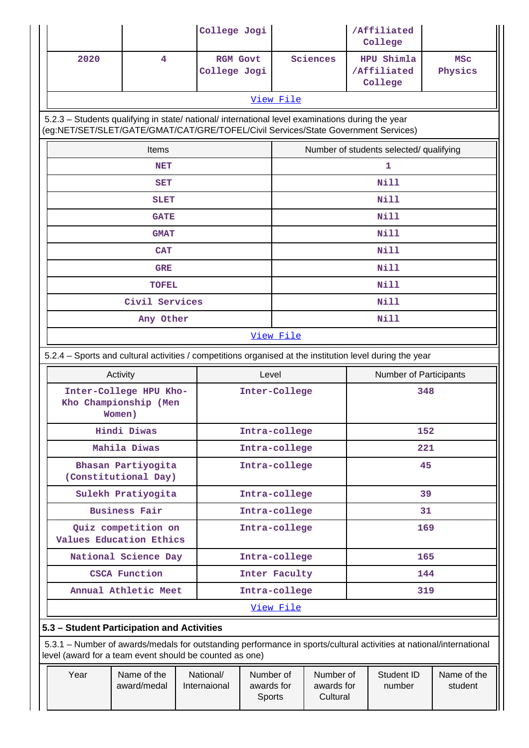|  |  | College Jogi |  | /Affiliated College |  |
|---|---|---|---|---|---|
| 2020 | 4 | RGM Govt College Jogi | Sciences | HPU Shimla /Affiliated College | MSc Physics |

View File

5.2.3 – Students qualifying in state/ national/ international level examinations during the year (eg:NET/SET/SLET/GATE/GMAT/CAT/GRE/TOFEL/Civil Services/State Government Services)

| Items | Number of students selected/ qualifying |
|---|---|
| NET | 1 |
| SET | Nill |
| SLET | Nill |
| GATE | Nill |
| GMAT | Nill |
| CAT | Nill |
| GRE | Nill |
| TOFEL | Nill |
| Civil Services | Nill |
| Any Other | Nill |

View File

5.2.4 – Sports and cultural activities / competitions organised at the institution level during the year

| Activity | Level | Number of Participants |
|---|---|---|
| Inter-College HPU Kho-Kho Championship (Men Women) | Inter-College | 348 |
| Hindi Diwas | Intra-college | 152 |
| Mahila Diwas | Intra-college | 221 |
| Bhasan Partiyogita (Constitutional Day) | Intra-college | 45 |
| Sulekh Pratiyogita | Intra-college | 39 |
| Business Fair | Intra-college | 31 |
| Quiz competition on Values Education Ethics | Intra-college | 169 |
| National Science Day | Intra-college | 165 |
| CSCA Function | Inter Faculty | 144 |
| Annual Athletic Meet | Intra-college | 319 |

View File

## 5.3 – Student Participation and Activities

5.3.1 – Number of awards/medals for outstanding performance in sports/cultural activities at national/international level (award for a team event should be counted as one)

| Year | Name of the award/medal | National/ Internaional | Number of awards for Sports | Number of awards for Cultural | Student ID number | Name of the student |
|---|---|---|---|---|---|---|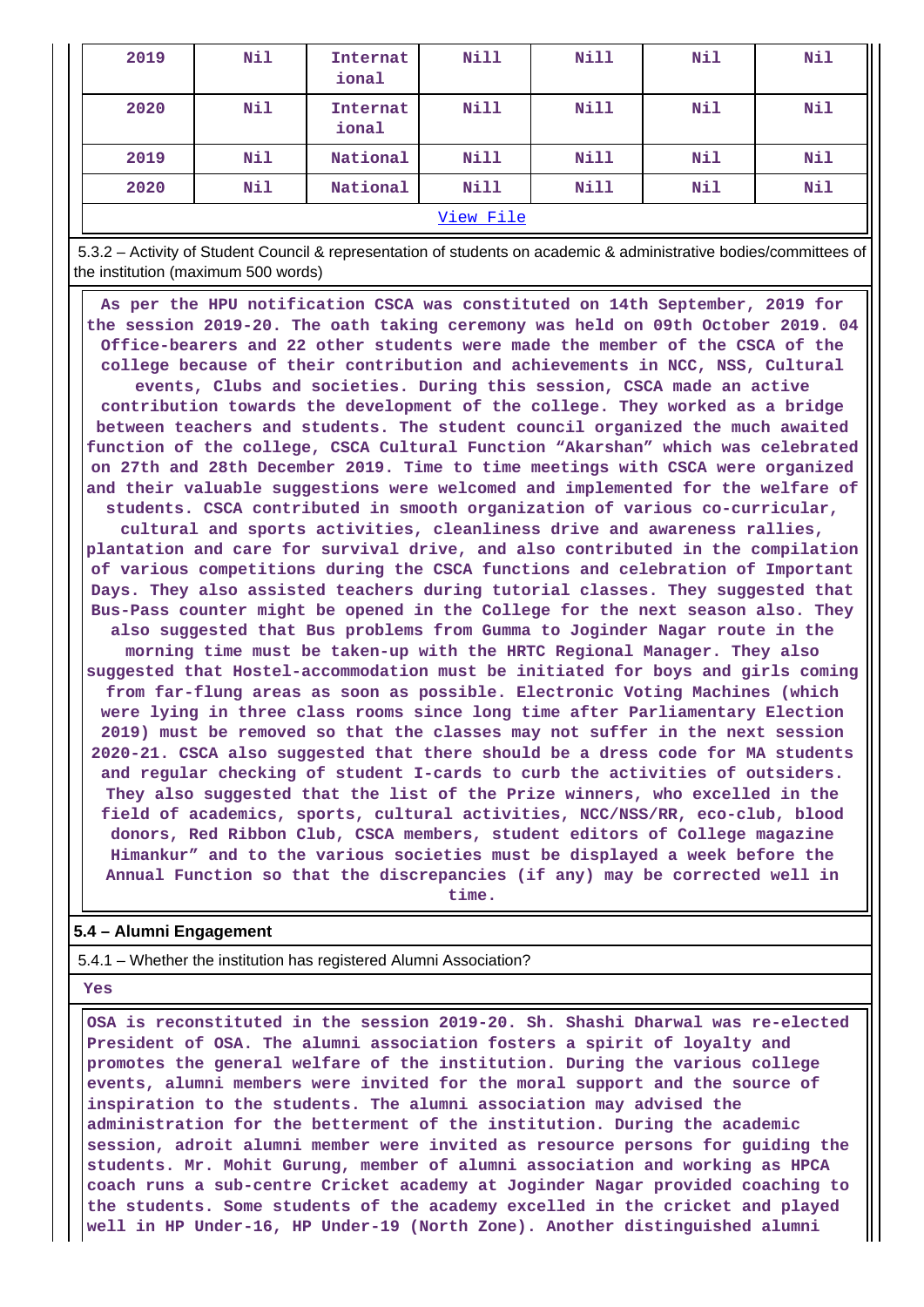| 2019 | Nil | International | Nill | Nill | Nil | Nil |
|---|---|---|---|---|---|---|
| 2020 | Nil | International | Nill | Nill | Nil | Nil |
| 2019 | Nil | National | Nill | Nill | Nil | Nil |
| 2020 | Nil | National | Nill | Nill | Nil | Nil |

[View File]

5.3.2 – Activity of Student Council & representation of students on academic & administrative bodies/committees of the institution (maximum 500 words)

**As per the HPU notification CSCA was constituted on 14th September, 2019 for the session 2019-20. The oath taking ceremony was held on 09th October 2019. 04 Office-bearers and 22 other students were made the member of the CSCA of the college because of their contribution and achievements in NCC, NSS, Cultural events, Clubs and societies. During this session, CSCA made an active contribution towards the development of the college. They worked as a bridge between teachers and students. The student council organized the much awaited function of the college, CSCA Cultural Function "Akarshan" which was celebrated on 27th and 28th December 2019. Time to time meetings with CSCA were organized and their valuable suggestions were welcomed and implemented for the welfare of students. CSCA contributed in smooth organization of various co-curricular, cultural and sports activities, cleanliness drive and awareness rallies, plantation and care for survival drive, and also contributed in the compilation of various competitions during the CSCA functions and celebration of Important Days. They also assisted teachers during tutorial classes. They suggested that Bus-Pass counter might be opened in the College for the next season also. They also suggested that Bus problems from Gumma to Joginder Nagar route in the morning time must be taken-up with the HRTC Regional Manager. They also suggested that Hostel-accommodation must be initiated for boys and girls coming from far-flung areas as soon as possible. Electronic Voting Machines (which were lying in three class rooms since long time after Parliamentary Election 2019) must be removed so that the classes may not suffer in the next session 2020-21. CSCA also suggested that there should be a dress code for MA students and regular checking of student I-cards to curb the activities of outsiders. They also suggested that the list of the Prize winners, who excelled in the field of academics, sports, cultural activities, NCC/NSS/RR, eco-club, blood donors, Red Ribbon Club, CSCA members, student editors of College magazine Himankur" and to the various societies must be displayed a week before the Annual Function so that the discrepancies (if any) may be corrected well in time.**

## 5.4 – Alumni Engagement

5.4.1 – Whether the institution has registered Alumni Association?

**Yes**

**OSA is reconstituted in the session 2019-20. Sh. Shashi Dharwal was re-elected President of OSA. The alumni association fosters a spirit of loyalty and promotes the general welfare of the institution. During the various college events, alumni members were invited for the moral support and the source of inspiration to the students. The alumni association may advised the administration for the betterment of the institution. During the academic session, adroit alumni member were invited as resource persons for guiding the students. Mr. Mohit Gurung, member of alumni association and working as HPCA coach runs a sub-centre Cricket academy at Joginder Nagar provided coaching to the students. Some students of the academy excelled in the cricket and played well in HP Under-16, HP Under-19 (North Zone). Another distinguished alumni**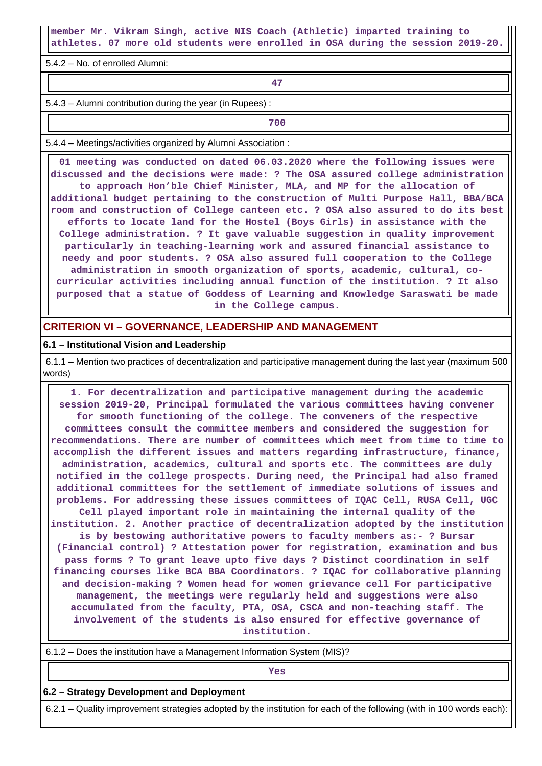member Mr. Vikram Singh, active NIS Coach (Athletic) imparted training to athletes. 07 more old students were enrolled in OSA during the session 2019-20.

5.4.2 – No. of enrolled Alumni:

47

5.4.3 – Alumni contribution during the year (in Rupees) :

700

5.4.4 – Meetings/activities organized by Alumni Association :

01 meeting was conducted on dated 06.03.2020 where the following issues were discussed and the decisions were made: ? The OSA assured college administration to approach Hon'ble Chief Minister, MLA, and MP for the allocation of additional budget pertaining to the construction of Multi Purpose Hall, BBA/BCA room and construction of College canteen etc. ? OSA also assured to do its best efforts to locate land for the Hostel (Boys Girls) in assistance with the College administration. ? It gave valuable suggestion in quality improvement particularly in teaching-learning work and assured financial assistance to needy and poor students. ? OSA also assured full cooperation to the College administration in smooth organization of sports, academic, cultural, co-curricular activities including annual function of the institution. ? It also purposed that a statue of Goddess of Learning and Knowledge Saraswati be made in the College campus.

## CRITERION VI – GOVERNANCE, LEADERSHIP AND MANAGEMENT

### 6.1 – Institutional Vision and Leadership

6.1.1 – Mention two practices of decentralization and participative management during the last year (maximum 500 words)

1. For decentralization and participative management during the academic session 2019-20, Principal formulated the various committees having convener for smooth functioning of the college. The conveners of the respective committees consult the committee members and considered the suggestion for recommendations. There are number of committees which meet from time to time to accomplish the different issues and matters regarding infrastructure, finance, administration, academics, cultural and sports etc. The committees are duly notified in the college prospects. During need, the Principal had also framed additional committees for the settlement of immediate solutions of issues and problems. For addressing these issues committees of IQAC Cell, RUSA Cell, UGC Cell played important role in maintaining the internal quality of the institution. 2. Another practice of decentralization adopted by the institution is by bestowing authoritative powers to faculty members as:- ? Bursar (Financial control) ? Attestation power for registration, examination and bus pass forms ? To grant leave upto five days ? Distinct coordination in self financing courses like BCA BBA Coordinators. ? IQAC for collaborative planning and decision-making ? Women head for women grievance cell For participative management, the meetings were regularly held and suggestions were also accumulated from the faculty, PTA, OSA, CSCA and non-teaching staff. The involvement of the students is also ensured for effective governance of institution.

6.1.2 – Does the institution have a Management Information System (MIS)?

Yes

### 6.2 – Strategy Development and Deployment

6.2.1 – Quality improvement strategies adopted by the institution for each of the following (with in 100 words each):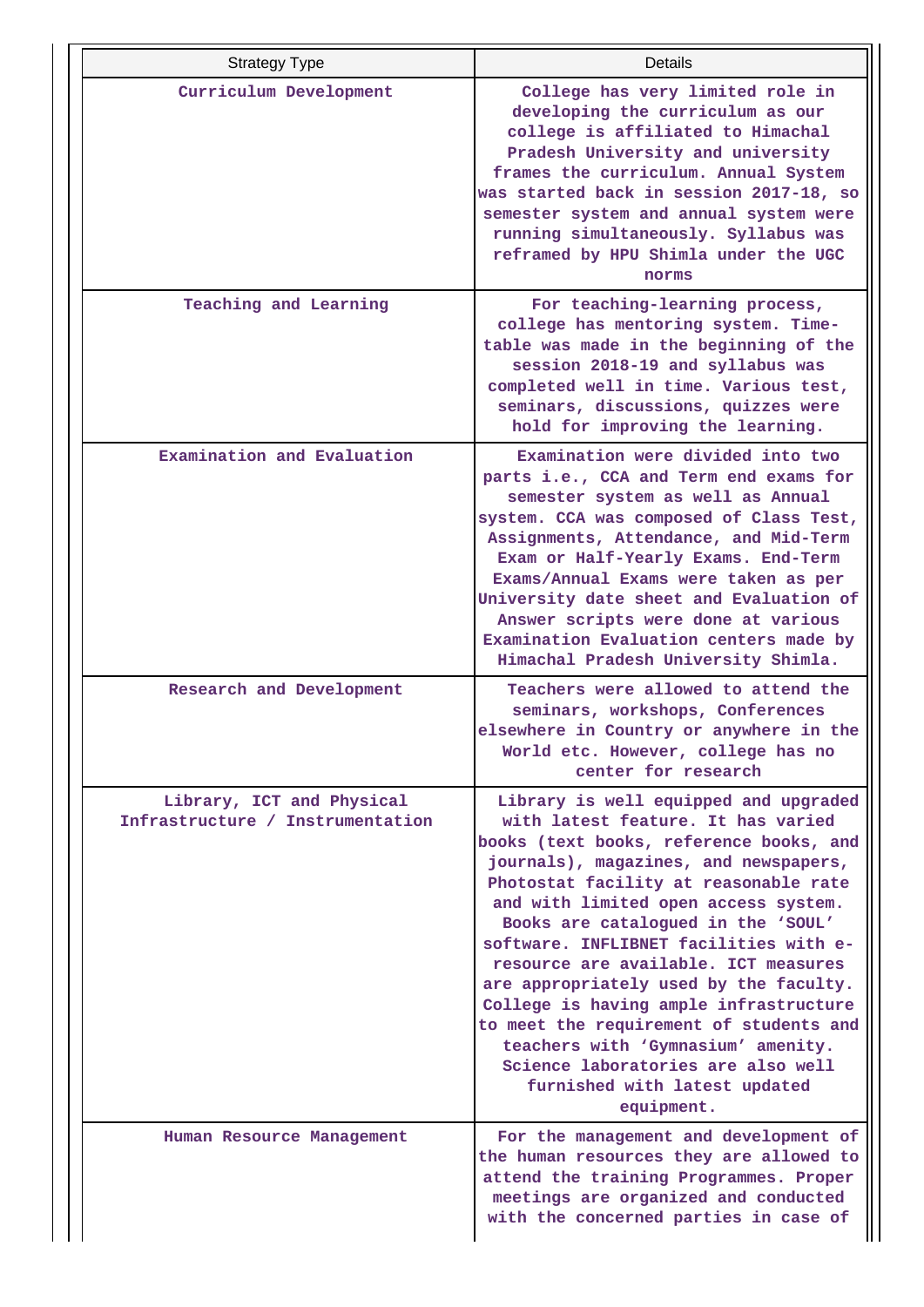| Strategy Type | Details |
|---|---|
| Curriculum Development | College has very limited role in developing the curriculum as our college is affiliated to Himachal Pradesh University and university frames the curriculum. Annual System was started back in session 2017-18, so semester system and annual system were running simultaneously. Syllabus was reframed by HPU Shimla under the UGC norms |
| Teaching and Learning | For teaching-learning process, college has mentoring system. Time-table was made in the beginning of the session 2018-19 and syllabus was completed well in time. Various test, seminars, discussions, quizzes were hold for improving the learning. |
| Examination and Evaluation | Examination were divided into two parts i.e., CCA and Term end exams for semester system as well as Annual system. CCA was composed of Class Test, Assignments, Attendance, and Mid-Term Exam or Half-Yearly Exams. End-Term Exams/Annual Exams were taken as per University date sheet and Evaluation of Answer scripts were done at various Examination Evaluation centers made by Himachal Pradesh University Shimla. |
| Research and Development | Teachers were allowed to attend the seminars, workshops, Conferences elsewhere in Country or anywhere in the World etc. However, college has no center for research |
| Library, ICT and Physical Infrastructure / Instrumentation | Library is well equipped and upgraded with latest feature. It has varied books (text books, reference books, and journals), magazines, and newspapers, Photostat facility at reasonable rate and with limited open access system. Books are catalogued in the 'SOUL' software. INFLIBNET facilities with e-resource are available. ICT measures are appropriately used by the faculty. College is having ample infrastructure to meet the requirement of students and teachers with 'Gymnasium' amenity. Science laboratories are also well furnished with latest updated equipment. |
| Human Resource Management | For the management and development of the human resources they are allowed to attend the training Programmes. Proper meetings are organized and conducted with the concerned parties in case of |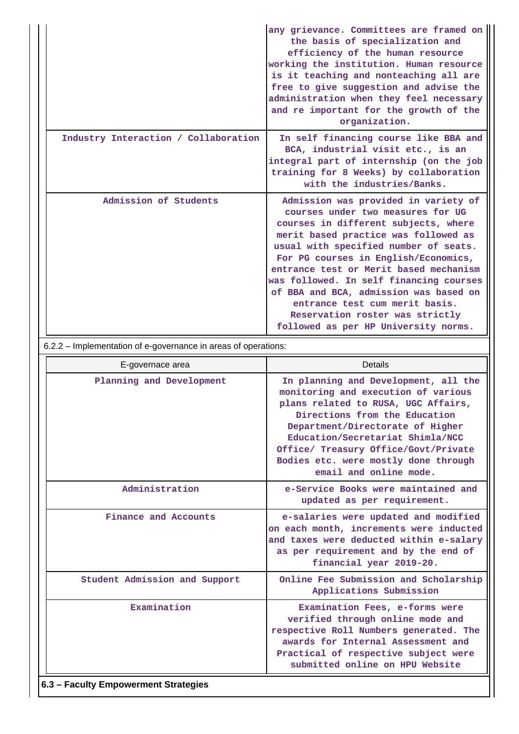| | |
|---|---|
| | any grievance. Committees are framed on the basis of specialization and efficiency of the human resource working the institution. Human resource is it teaching and nonteaching all are free to give suggestion and advise the administration when they feel necessary and re important for the growth of the organization. |
| Industry Interaction / Collaboration | In self financing course like BBA and BCA, industrial visit etc., is an integral part of internship (on the job training for 8 Weeks) by collaboration with the industries/Banks. |
| Admission of Students | Admission was provided in variety of courses under two measures for UG courses in different subjects, where merit based practice was followed as usual with specified number of seats. For PG courses in English/Economics, entrance test or Merit based mechanism was followed. In self financing courses of BBA and BCA, admission was based on entrance test cum merit basis. Reservation roster was strictly followed as per HP University norms. |

6.2.2 – Implementation of e-governance in areas of operations:

| E-governace area | Details |
|---|---|
| Planning and Development | In planning and Development, all the monitoring and execution of various plans related to RUSA, UGC Affairs, Directions from the Education Department/Directorate of Higher Education/Secretariat Shimla/NCC Office/ Treasury Office/Govt/Private Bodies etc. were mostly done through email and online mode. |
| Administration | e-Service Books were maintained and updated as per requirement. |
| Finance and Accounts | e-salaries were updated and modified on each month, increments were inducted and taxes were deducted within e-salary as per requirement and by the end of financial year 2019-20. |
| Student Admission and Support | Online Fee Submission and Scholarship Applications Submission |
| Examination | Examination Fees, e-forms were verified through online mode and respective Roll Numbers generated. The awards for Internal Assessment and Practical of respective subject were submitted online on HPU Website |

**6.3 – Faculty Empowerment Strategies**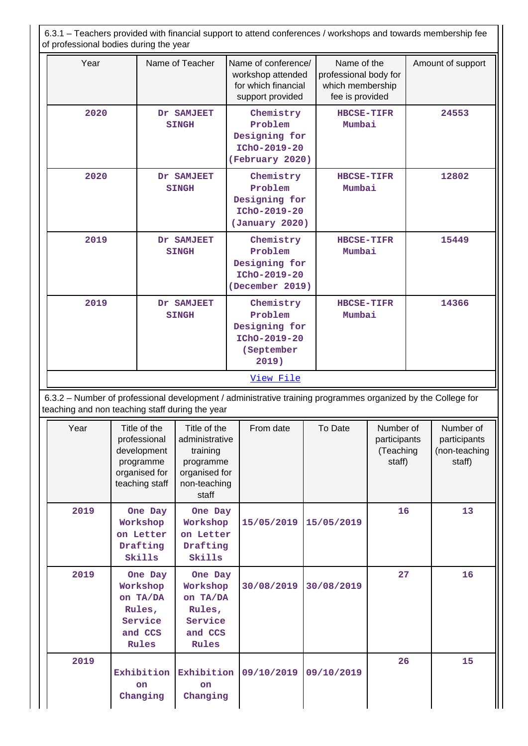6.3.1 – Teachers provided with financial support to attend conferences / workshops and towards membership fee of professional bodies during the year

| Year | Name of Teacher | Name of conference/ workshop attended for which financial support provided | Name of the professional body for which membership fee is provided | Amount of support |
|---|---|---|---|---|
| 2020 | Dr SAMJEET SINGH | Chemistry Problem Designing for IChO-2019-20 (February 2020) | HBCSE-TIFR Mumbai | 24553 |
| 2020 | Dr SAMJEET SINGH | Chemistry Problem Designing for IChO-2019-20 (January 2020) | HBCSE-TIFR Mumbai | 12802 |
| 2019 | Dr SAMJEET SINGH | Chemistry Problem Designing for IChO-2019-20 (December 2019) | HBCSE-TIFR Mumbai | 15449 |
| 2019 | Dr SAMJEET SINGH | Chemistry Problem Designing for IChO-2019-20 (September 2019) | HBCSE-TIFR Mumbai | 14366 |

View File

6.3.2 – Number of professional development / administrative training programmes organized by the College for teaching and non teaching staff during the year

| Year | Title of the professional development programme organised for teaching staff | Title of the administrative training programme organised for non-teaching staff | From date | To Date | Number of participants (Teaching staff) | Number of participants (non-teaching staff) |
|---|---|---|---|---|---|---|
| 2019 | One Day Workshop on Letter Drafting Skills | One Day Workshop on Letter Drafting Skills | 15/05/2019 | 15/05/2019 | 16 | 13 |
| 2019 | One Day Workshop on TA/DA Rules, Service and CCS Rules | One Day Workshop on TA/DA Rules, Service and CCS Rules | 30/08/2019 | 30/08/2019 | 27 | 16 |
| 2019 | Exhibition on Changing | Exhibition on Changing | 09/10/2019 | 09/10/2019 | 26 | 15 |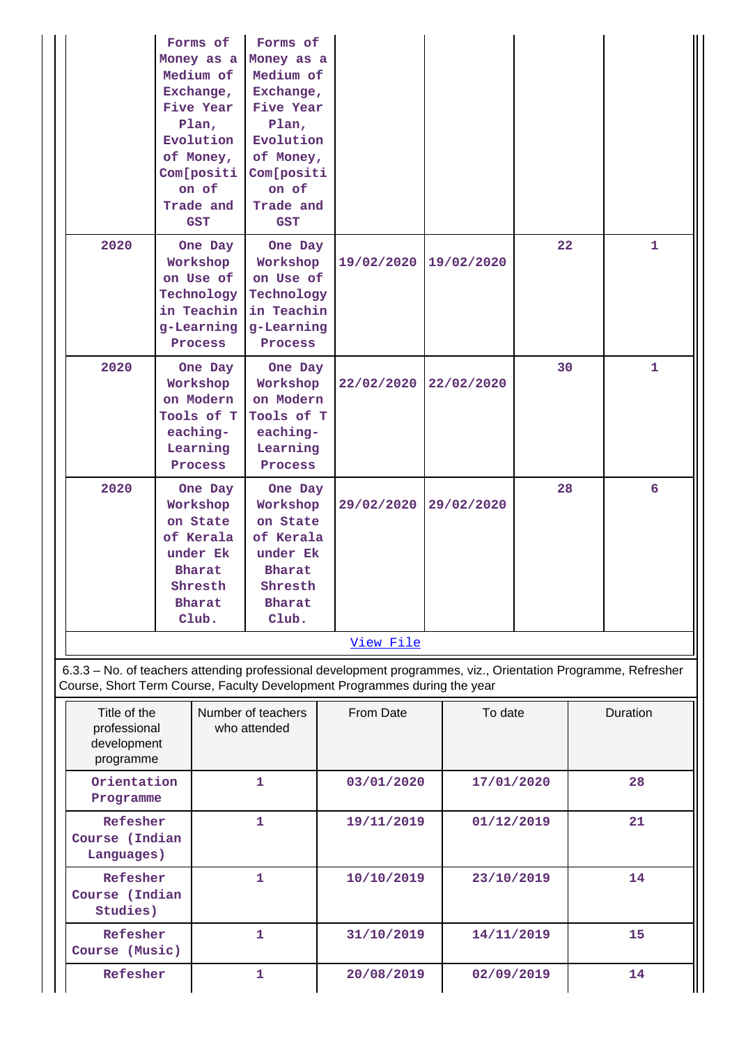| | | | | | | |
|---|---|---|---|---|---|---|
| | Forms of Money as a Medium of Exchange, Five Year Plan, Evolution of Money, Com[positi on of Trade and GST | Forms of Money as a Medium of Exchange, Five Year Plan, Evolution of Money, Com[positi on of Trade and GST | | | | |
| 2020 | One Day Workshop on Use of Technology in Teachin g-Learning Process | One Day Workshop on Use of Technology in Teachin g-Learning Process | 19/02/2020 | 19/02/2020 | 22 | 1 |
| 2020 | One Day Workshop on Modern Tools of T eaching-Learning Process | One Day Workshop on Modern Tools of T eaching-Learning Process | 22/02/2020 | 22/02/2020 | 30 | 1 |
| 2020 | One Day Workshop on State of Kerala under Ek Bharat Shresth Bharat Club. | One Day Workshop on State of Kerala under Ek Bharat Shresth Bharat Club. | 29/02/2020 | 29/02/2020 | 28 | 6 |

View File

6.3.3 – No. of teachers attending professional development programmes, viz., Orientation Programme, Refresher Course, Short Term Course, Faculty Development Programmes during the year

| Title of the professional development programme | Number of teachers who attended | From Date | To date | Duration |
|---|---|---|---|---|
| Orientation Programme | 1 | 03/01/2020 | 17/01/2020 | 28 |
| Refesher Course (Indian Languages) | 1 | 19/11/2019 | 01/12/2019 | 21 |
| Refesher Course (Indian Studies) | 1 | 10/10/2019 | 23/10/2019 | 14 |
| Refesher Course (Music) | 1 | 31/10/2019 | 14/11/2019 | 15 |
| Refesher | 1 | 20/08/2019 | 02/09/2019 | 14 |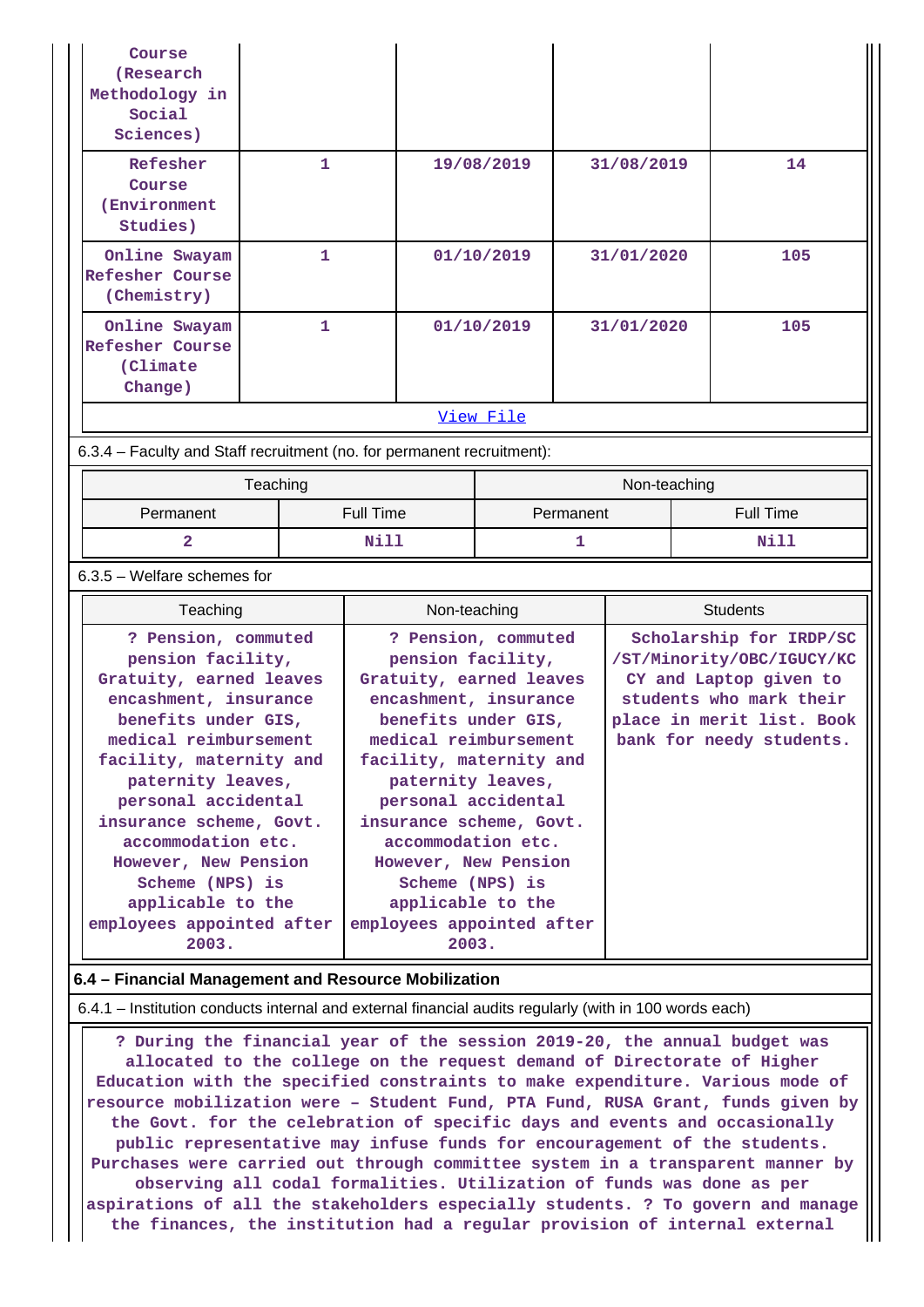| Course (Research Methodology in Social Sciences) | | | | |
|---|---|---|---|---|
| Refesher Course (Environment Studies) | 1 | 19/08/2019 | 31/08/2019 | 14 |
| Online Swayam Refesher Course (Chemistry) | 1 | 01/10/2019 | 31/01/2020 | 105 |
| Online Swayam Refesher Course (Climate Change) | 1 | 01/10/2019 | 31/01/2020 | 105 |

[View File]

6.3.4 – Faculty and Staff recruitment (no. for permanent recruitment):

| Teaching | | Non-teaching | |
|---|---|---|---|
| Permanent | Full Time | Permanent | Full Time |
| 2 | Nill | 1 | Nill |

6.3.5 – Welfare schemes for

| Teaching | Non-teaching | Students |
|---|---|---|
| ? Pension, commuted pension facility, Gratuity, earned leaves encashment, insurance benefits under GIS, medical reimbursement facility, maternity and paternity leaves, personal accidental insurance scheme, Govt. accommodation etc. However, New Pension Scheme (NPS) is applicable to the employees appointed after 2003. | ? Pension, commuted pension facility, Gratuity, earned leaves encashment, insurance benefits under GIS, medical reimbursement facility, maternity and paternity leaves, personal accidental insurance scheme, Govt. accommodation etc. However, New Pension Scheme (NPS) is applicable to the employees appointed after 2003. | Scholarship for IRDP/SC /ST/Minority/OBC/IGUCY/KC CY and Laptop given to students who mark their place in merit list. Book bank for needy students. |

## 6.4 – Financial Management and Resource Mobilization

6.4.1 – Institution conducts internal and external financial audits regularly (with in 100 words each)

? During the financial year of the session 2019-20, the annual budget was allocated to the college on the request demand of Directorate of Higher Education with the specified constraints to make expenditure. Various mode of resource mobilization were – Student Fund, PTA Fund, RUSA Grant, funds given by the Govt. for the celebration of specific days and events and occasionally public representative may infuse funds for encouragement of the students. Purchases were carried out through committee system in a transparent manner by observing all codal formalities. Utilization of funds was done as per aspirations of all the stakeholders especially students. ? To govern and manage the finances, the institution had a regular provision of internal external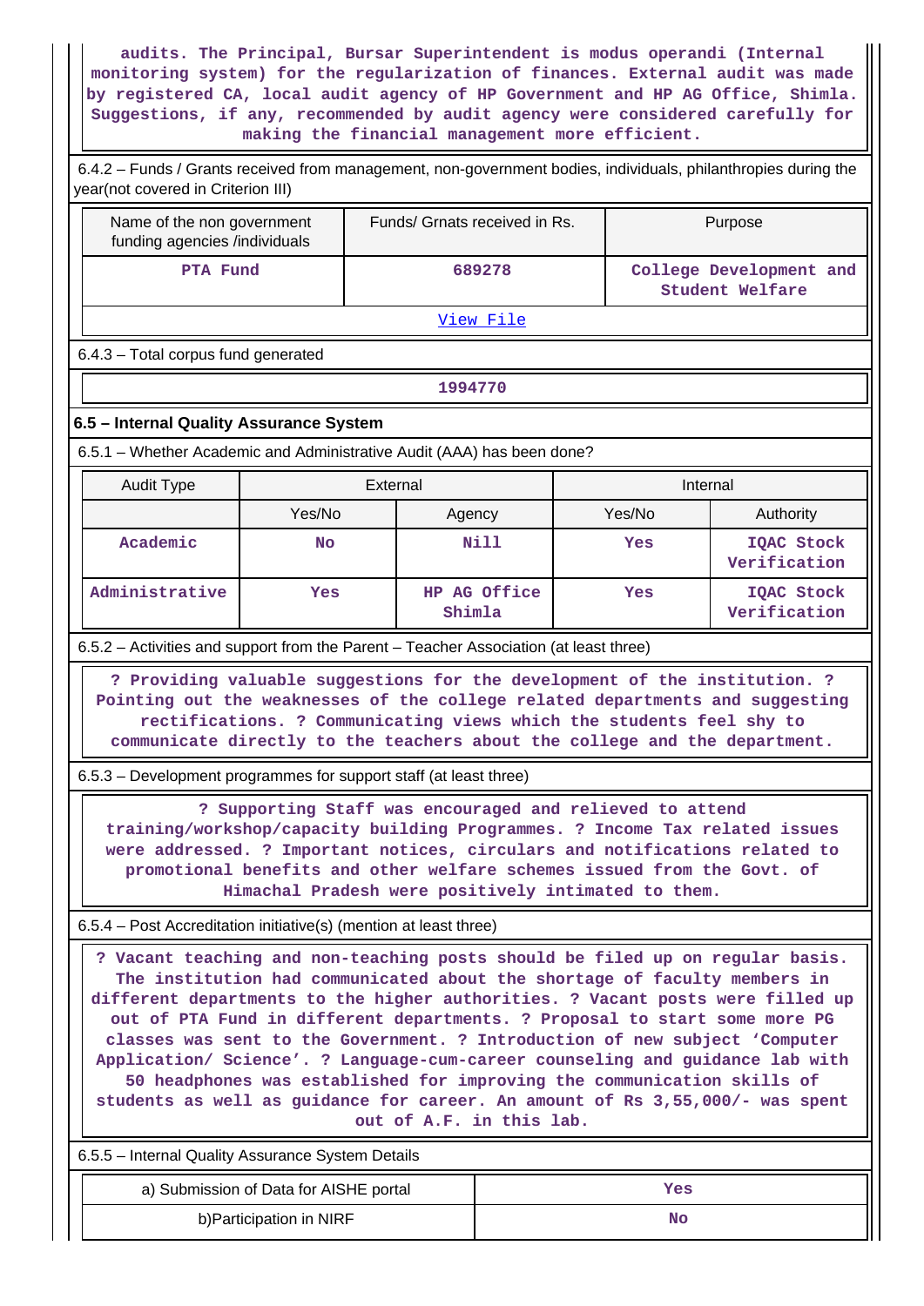audits. The Principal, Bursar Superintendent is modus operandi (Internal monitoring system) for the regularization of finances. External audit was made by registered CA, local audit agency of HP Government and HP AG Office, Shimla. Suggestions, if any, recommended by audit agency were considered carefully for making the financial management more efficient.

6.4.2 – Funds / Grants received from management, non-government bodies, individuals, philanthropies during the year(not covered in Criterion III)

| Name of the non government funding agencies /individuals | Funds/ Grnats received in Rs. | Purpose |
|---|---|---|
| PTA Fund | 689278 | College Development and Student Welfare |
| View File | | |

6.4.3 – Total corpus fund generated

| 1994770 |
|---|

### 6.5 – Internal Quality Assurance System

6.5.1 – Whether Academic and Administrative Audit (AAA) has been done?

| Audit Type | External | | Internal | |
|---|---|---|---|---|
| | Yes/No | Agency | Yes/No | Authority |
| Academic | No | Nill | Yes | IQAC Stock Verification |
| Administrative | Yes | HP AG Office Shimla | Yes | IQAC Stock Verification |

6.5.2 – Activities and support from the Parent – Teacher Association (at least three)

? Providing valuable suggestions for the development of the institution. ? Pointing out the weaknesses of the college related departments and suggesting rectifications. ? Communicating views which the students feel shy to communicate directly to the teachers about the college and the department.

6.5.3 – Development programmes for support staff (at least three)

? Supporting Staff was encouraged and relieved to attend training/workshop/capacity building Programmes. ? Income Tax related issues were addressed. ? Important notices, circulars and notifications related to promotional benefits and other welfare schemes issued from the Govt. of Himachal Pradesh were positively intimated to them.

6.5.4 – Post Accreditation initiative(s) (mention at least three)

? Vacant teaching and non-teaching posts should be filed up on regular basis. The institution had communicated about the shortage of faculty members in different departments to the higher authorities. ? Vacant posts were filled up out of PTA Fund in different departments. ? Proposal to start some more PG classes was sent to the Government. ? Introduction of new subject 'Computer Application/ Science'. ? Language-cum-career counseling and guidance lab with 50 headphones was established for improving the communication skills of students as well as guidance for career. An amount of Rs 3,55,000/- was spent out of A.F. in this lab.

6.5.5 – Internal Quality Assurance System Details

| | |
|---|---|
| a) Submission of Data for AISHE portal | Yes |
| b)Participation in NIRF | No |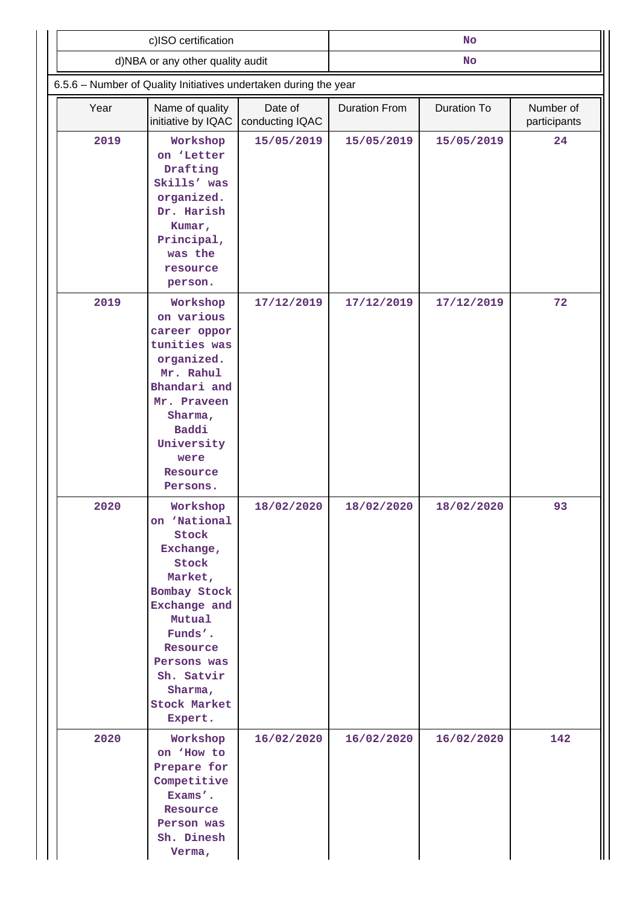| c)ISO certification | No |
|---|---|
| d)NBA or any other quality audit | No |

6.5.6 – Number of Quality Initiatives undertaken during the year

| Year | Name of quality initiative by IQAC | Date of conducting IQAC | Duration From | Duration To | Number of participants |
|---|---|---|---|---|---|
| 2019 | Workshop on 'Letter Drafting Skills' was organized. Dr. Harish Kumar, Principal, was the resource person. | 15/05/2019 | 15/05/2019 | 15/05/2019 | 24 |
| 2019 | Workshop on various career opportunities was organized. Mr. Rahul Bhandari and Mr. Praveen Sharma, Baddi University were Resource Persons. | 17/12/2019 | 17/12/2019 | 17/12/2019 | 72 |
| 2020 | Workshop on 'National Stock Exchange, Stock Market, Bombay Stock Exchange and Mutual Funds'. Resource Persons was Sh. Satvir Sharma, Stock Market Expert. | 18/02/2020 | 18/02/2020 | 18/02/2020 | 93 |
| 2020 | Workshop on 'How to Prepare for Competitive Exams'. Resource Person was Sh. Dinesh Verma, | 16/02/2020 | 16/02/2020 | 16/02/2020 | 142 |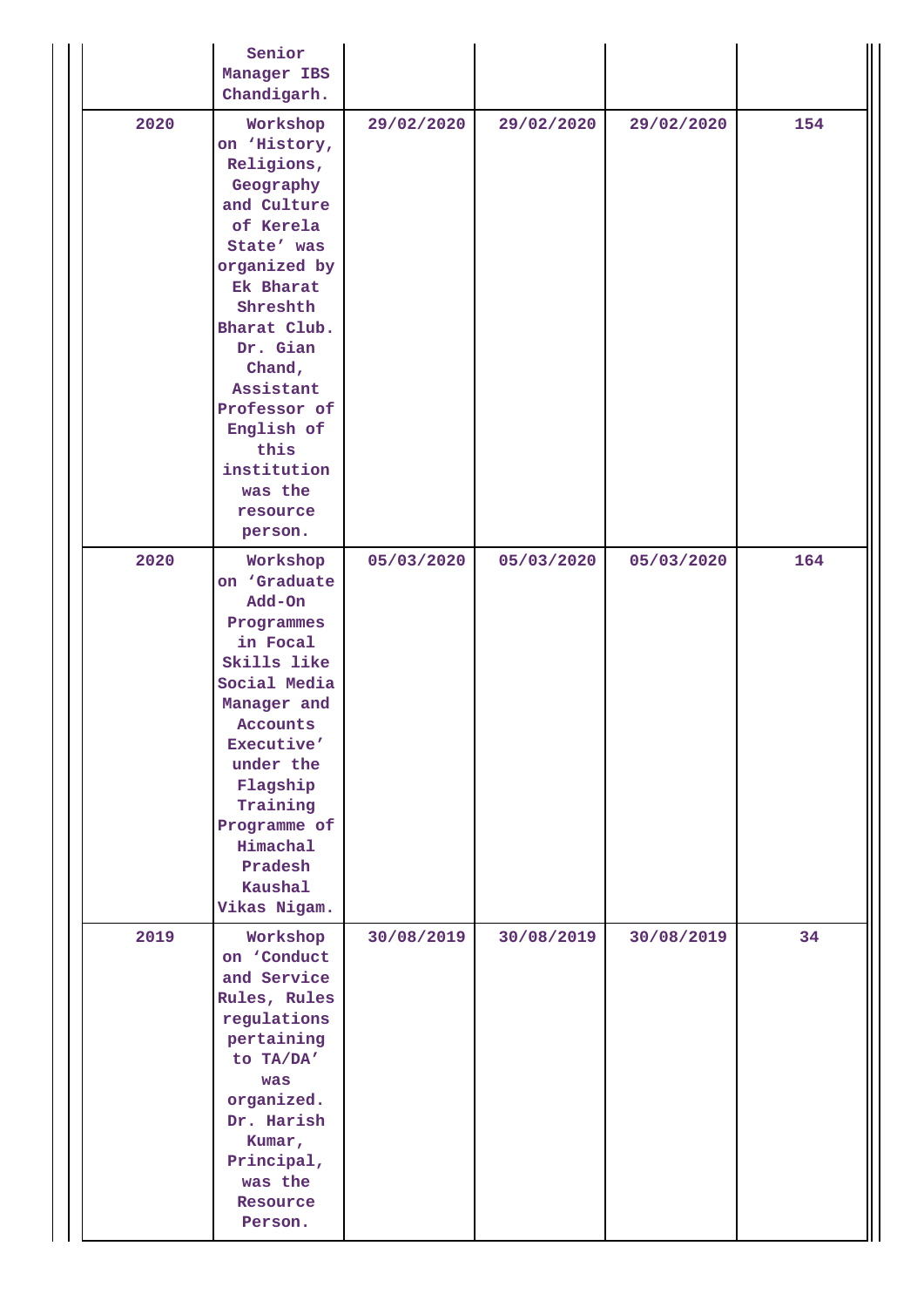|  | Senior Manager IBS Chandigarh. |  |  |  |  |
|---|---|---|---|---|---|
| 2020 | Workshop on 'History, Religions, Geography and Culture of Kerela State' was organized by Ek Bharat Shreshth Bharat Club. Dr. Gian Chand, Assistant Professor of English of this institution was the resource person. | 29/02/2020 | 29/02/2020 | 29/02/2020 | 154 |
| 2020 | Workshop on 'Graduate Add-On Programmes in Focal Skills like Social Media Manager and Accounts Executive' under the Flagship Training Programme of Himachal Pradesh Kaushal Vikas Nigam. | 05/03/2020 | 05/03/2020 | 05/03/2020 | 164 |
| 2019 | Workshop on 'Conduct and Service Rules, Rules regulations pertaining to TA/DA' was organized. Dr. Harish Kumar, Principal, was the Resource Person. | 30/08/2019 | 30/08/2019 | 30/08/2019 | 34 |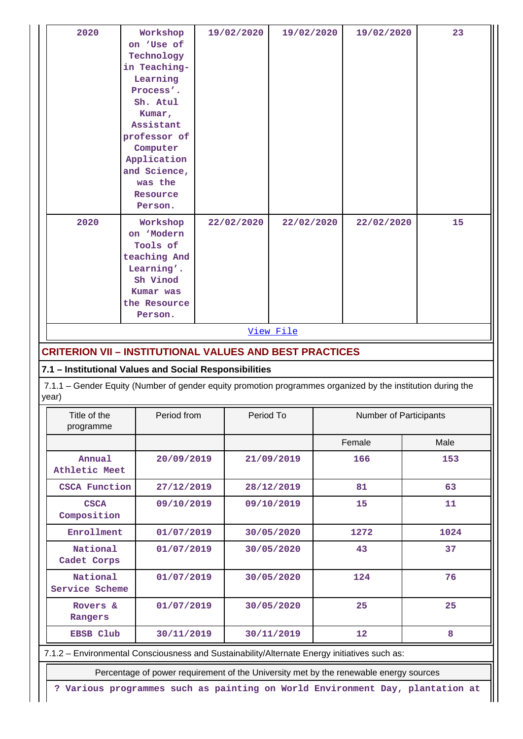| 2020 | Workshop on 'Use of Technology in Teaching-Learning Process'. Sh. Atul Kumar, Assistant professor of Computer Application and Science, was the Resource Person. | 19/02/2020 | 19/02/2020 | 19/02/2020 | 23 |
|---|---|---|---|---|---|
| 2020 | Workshop on 'Modern Tools of teaching And Learning'. Sh Vinod Kumar was the Resource Person. | 22/02/2020 | 22/02/2020 | 22/02/2020 | 15 |

View File

## CRITERION VII – INSTITUTIONAL VALUES AND BEST PRACTICES

### 7.1 – Institutional Values and Social Responsibilities

7.1.1 – Gender Equity (Number of gender equity promotion programmes organized by the institution during the year)

| Title of the programme | Period from | Period To | Number of Participants | |
|---|---|---|---|---|
| | | | Female | Male |
| Annual Athletic Meet | 20/09/2019 | 21/09/2019 | 166 | 153 |
| CSCA Function | 27/12/2019 | 28/12/2019 | 81 | 63 |
| CSCA Composition | 09/10/2019 | 09/10/2019 | 15 | 11 |
| Enrollment | 01/07/2019 | 30/05/2020 | 1272 | 1024 |
| National Cadet Corps | 01/07/2019 | 30/05/2020 | 43 | 37 |
| National Service Scheme | 01/07/2019 | 30/05/2020 | 124 | 76 |
| Rovers & Rangers | 01/07/2019 | 30/05/2020 | 25 | 25 |
| EBSB Club | 30/11/2019 | 30/11/2019 | 12 | 8 |

7.1.2 – Environmental Consciousness and Sustainability/Alternate Energy initiatives such as:

| Percentage of power requirement of the University met by the renewable energy sources |
|---|
| ? Various programmes such as painting on World Environment Day, plantation at |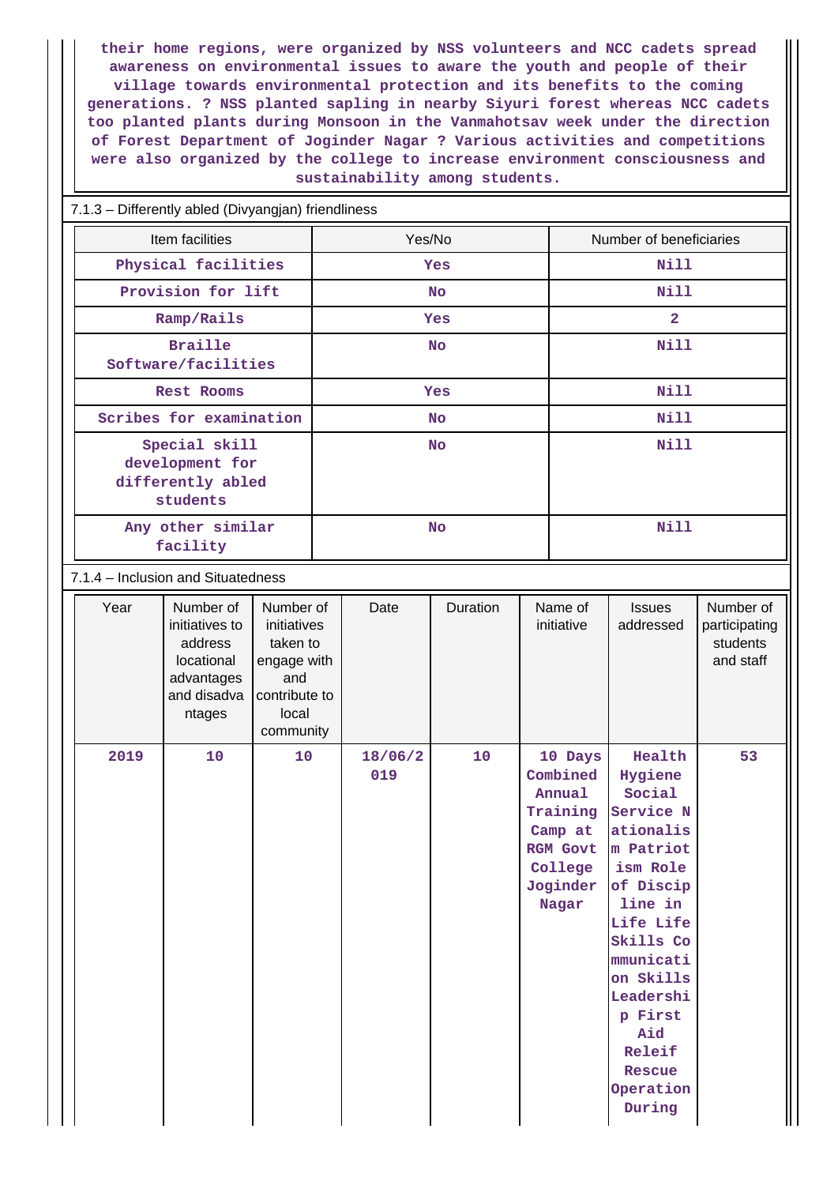their home regions, were organized by NSS volunteers and NCC cadets spread awareness on environmental issues to aware the youth and people of their village towards environmental protection and its benefits to the coming generations. ? NSS planted sapling in nearby Siyuri forest whereas NCC cadets too planted plants during Monsoon in the Vanmahotsav week under the direction of Forest Department of Joginder Nagar ? Various activities and competitions were also organized by the college to increase environment consciousness and sustainability among students.

7.1.3 – Differently abled (Divyangjan) friendliness

| Item facilities | Yes/No | Number of beneficiaries |
|---|---|---|
| Physical facilities | Yes | Nill |
| Provision for lift | No | Nill |
| Ramp/Rails | Yes | 2 |
| Braille Software/facilities | No | Nill |
| Rest Rooms | Yes | Nill |
| Scribes for examination | No | Nill |
| Special skill development for differently abled students | No | Nill |
| Any other similar facility | No | Nill |

7.1.4 – Inclusion and Situatedness

| Year | Number of initiatives to address locational advantages and disadvantages | Number of initiatives taken to engage with and contribute to local community | Date | Duration | Name of initiative | Issues addressed | Number of participating students and staff |
|---|---|---|---|---|---|---|---|
| 2019 | 10 | 10 | 18/06/2019 | 10 | 10 Days Combined Annual Training Camp at RGM Govt College Joginder Nagar | Health Hygiene Social Service Nationalism Patriotism Role of Discipline in Life Life Skills Communication Skills Leadership First Aid Releif Rescue Operation During | 53 |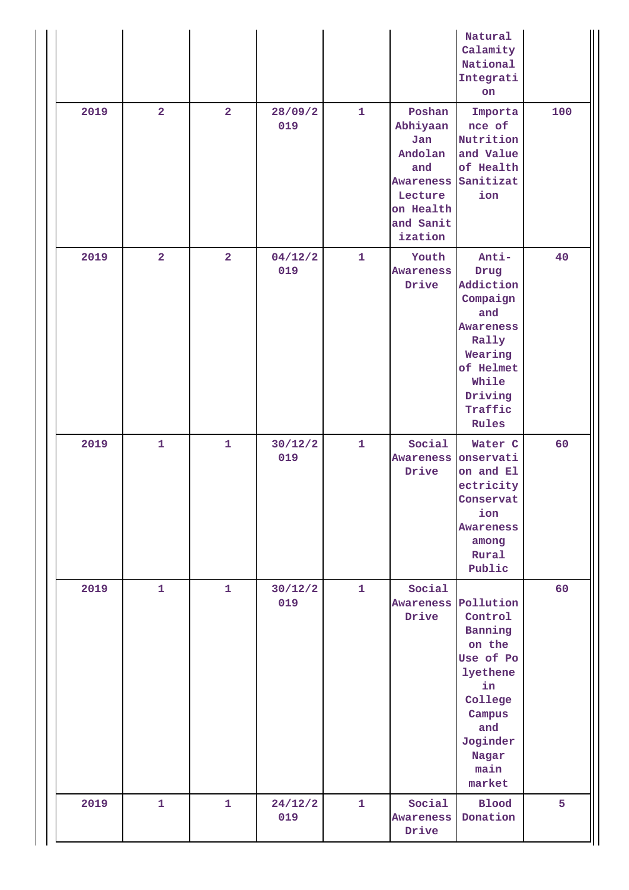| | | | | | | | |
|---|---|---|---|---|---|---|---|
| | | | | | | Natural Calamity National Integration | |
| 2019 | 2 | 2 | 28/09/2019 | 1 | Poshan Abhiyaan Jan Andolan and Awareness Lecture on Health and Sanitization | Importance of Nutrition and Value of Health Sanitization | 100 |
| 2019 | 2 | 2 | 04/12/2019 | 1 | Youth Awareness Drive | Anti-Drug Addiction Compaign and Awareness Rally Wearing of Helmet While Driving Traffic Rules | 40 |
| 2019 | 1 | 1 | 30/12/2019 | 1 | Social Awareness Drive | Water Conservation and Electricity Conservation Awareness among Rural Public | 60 |
| 2019 | 1 | 1 | 30/12/2019 | 1 | Social Awareness Drive | Pollution Control Banning on the Use of Polyethene in College Campus and Joginder Nagar main market | 60 |
| 2019 | 1 | 1 | 24/12/2019 | 1 | Social Awareness Drive | Blood Donation | 5 |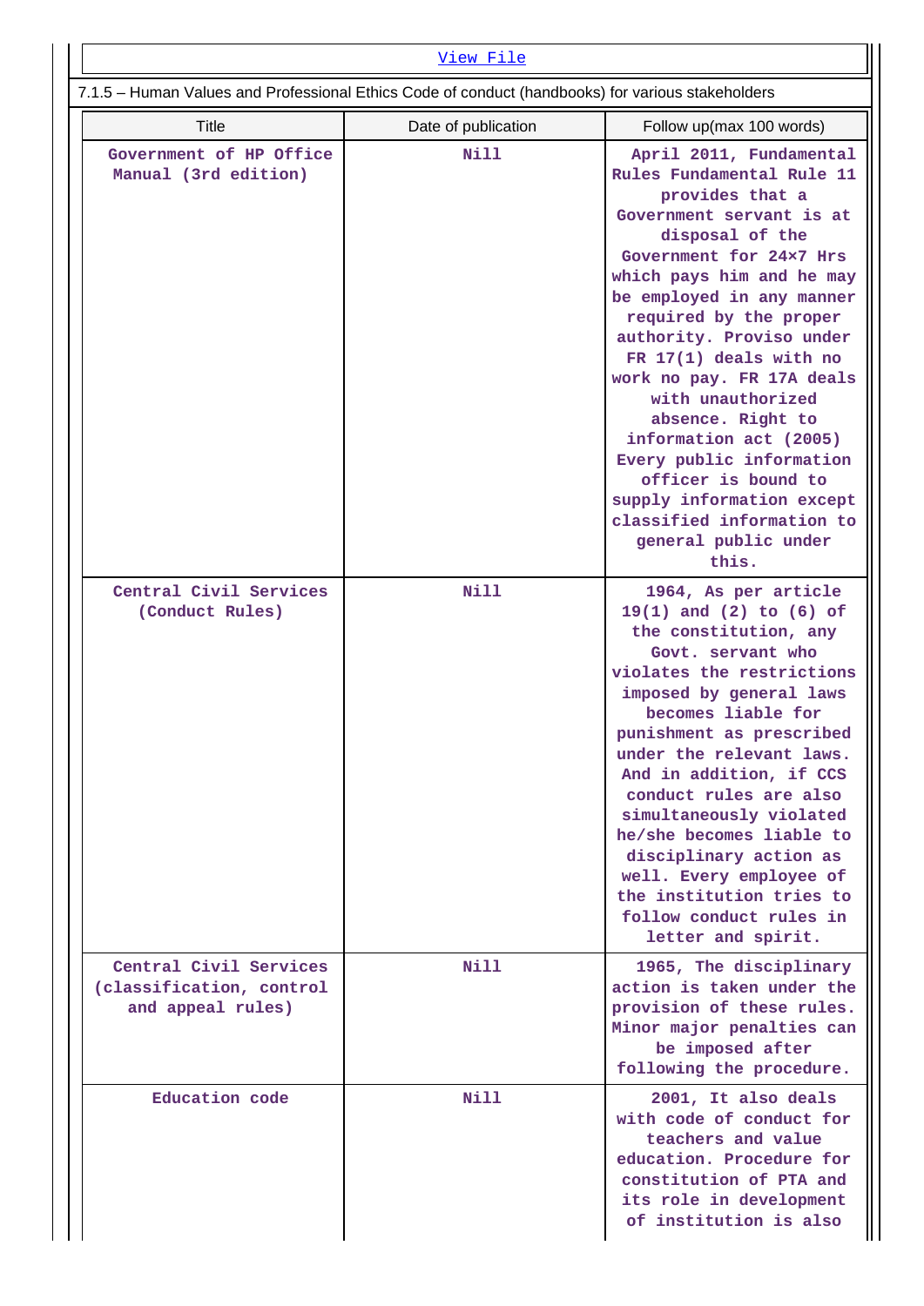[View File](#)

7.1.5 – Human Values and Professional Ethics Code of conduct (handbooks) for various stakeholders

| Title | Date of publication | Follow up(max 100 words) |
|---|---|---|
| Government of HP Office Manual (3rd edition) | Nill | April 2011, Fundamental Rules Fundamental Rule 11 provides that a Government servant is at disposal of the Government for 24×7 Hrs which pays him and he may be employed in any manner required by the proper authority. Proviso under FR 17(1) deals with no work no pay. FR 17A deals with unauthorized absence. Right to information act (2005) Every public information officer is bound to supply information except classified information to general public under this. |
| Central Civil Services (Conduct Rules) | Nill | 1964, As per article 19(1) and (2) to (6) of the constitution, any Govt. servant who violates the restrictions imposed by general laws becomes liable for punishment as prescribed under the relevant laws. And in addition, if CCS conduct rules are also simultaneously violated he/she becomes liable to disciplinary action as well. Every employee of the institution tries to follow conduct rules in letter and spirit. |
| Central Civil Services (classification, control and appeal rules) | Nill | 1965, The disciplinary action is taken under the provision of these rules. Minor major penalties can be imposed after following the procedure. |
| Education code | Nill | 2001, It also deals with code of conduct for teachers and value education. Procedure for constitution of PTA and its role in development of institution is also |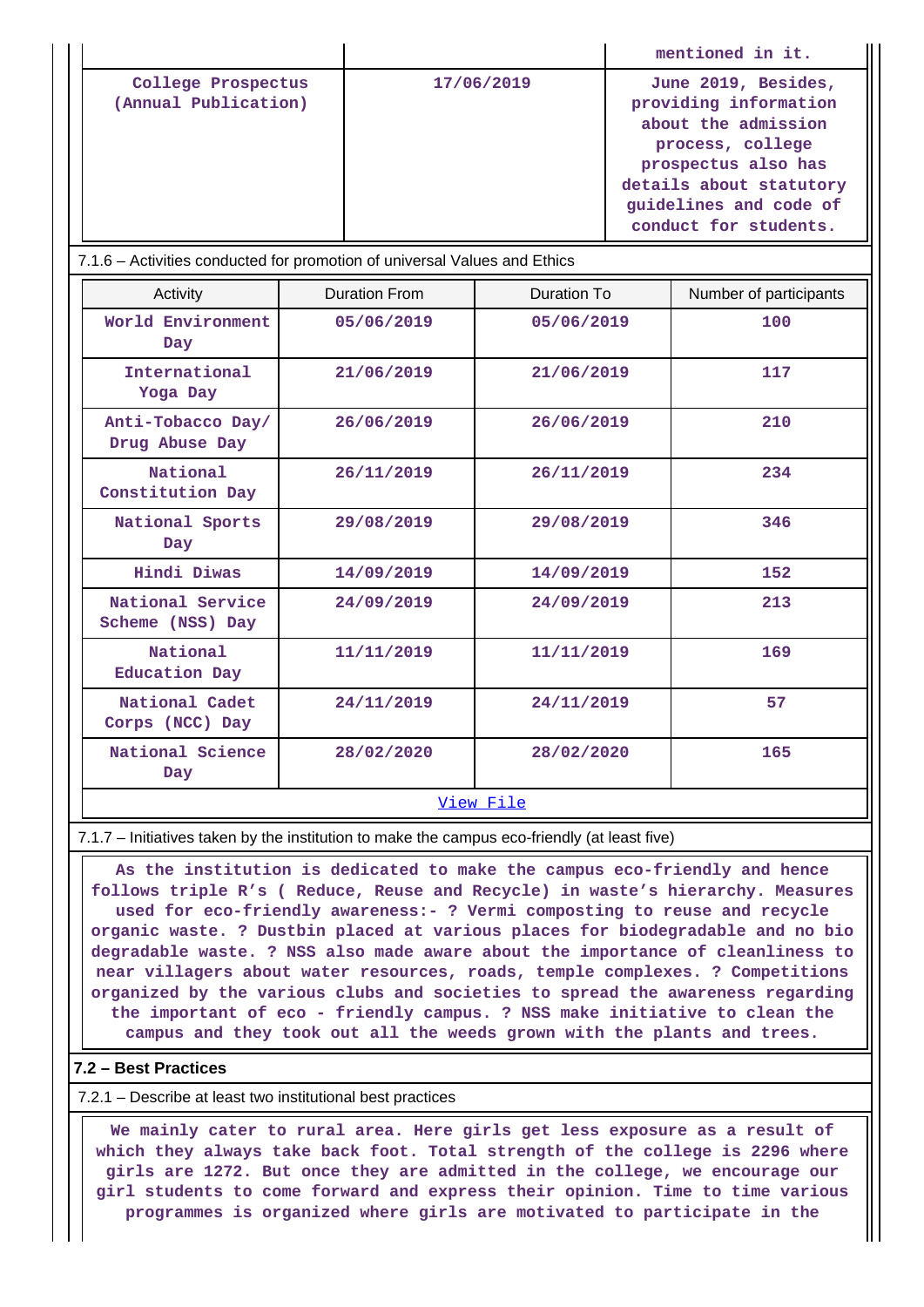| | | mentioned in it. |
|---|---|---|
| College Prospectus (Annual Publication) | 17/06/2019 | June 2019, Besides, providing information about the admission process, college prospectus also has details about statutory guidelines and code of conduct for students. |

7.1.6 – Activities conducted for promotion of universal Values and Ethics

| Activity | Duration From | Duration To | Number of participants |
|---|---|---|---|
| World Environment Day | 05/06/2019 | 05/06/2019 | 100 |
| International Yoga Day | 21/06/2019 | 21/06/2019 | 117 |
| Anti-Tobacco Day/ Drug Abuse Day | 26/06/2019 | 26/06/2019 | 210 |
| National Constitution Day | 26/11/2019 | 26/11/2019 | 234 |
| National Sports Day | 29/08/2019 | 29/08/2019 | 346 |
| Hindi Diwas | 14/09/2019 | 14/09/2019 | 152 |
| National Service Scheme (NSS) Day | 24/09/2019 | 24/09/2019 | 213 |
| National Education Day | 11/11/2019 | 11/11/2019 | 169 |
| National Cadet Corps (NCC) Day | 24/11/2019 | 24/11/2019 | 57 |
| National Science Day | 28/02/2020 | 28/02/2020 | 165 |

[View File]

7.1.7 – Initiatives taken by the institution to make the campus eco-friendly (at least five)

As the institution is dedicated to make the campus eco-friendly and hence follows triple R's ( Reduce, Reuse and Recycle) in waste's hierarchy. Measures used for eco-friendly awareness:- ? Vermi composting to reuse and recycle organic waste. ? Dustbin placed at various places for biodegradable and no bio degradable waste. ? NSS also made aware about the importance of cleanliness to near villagers about water resources, roads, temple complexes. ? Competitions organized by the various clubs and societies to spread the awareness regarding the important of eco - friendly campus. ? NSS make initiative to clean the campus and they took out all the weeds grown with the plants and trees.

**7.2 – Best Practices**

7.2.1 – Describe at least two institutional best practices

We mainly cater to rural area. Here girls get less exposure as a result of which they always take back foot. Total strength of the college is 2296 where girls are 1272. But once they are admitted in the college, we encourage our girl students to come forward and express their opinion. Time to time various programmes is organized where girls are motivated to participate in the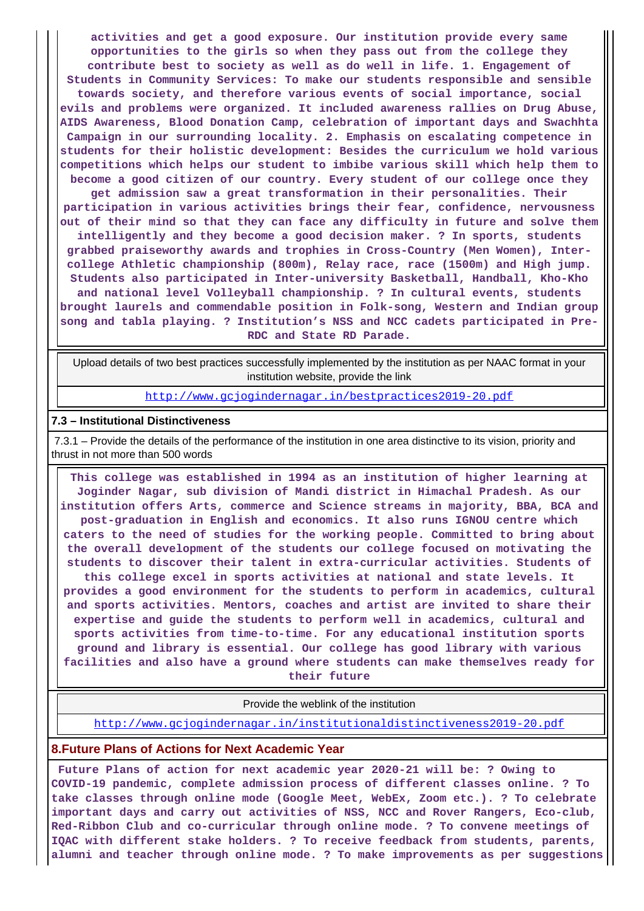**activities and get a good exposure. Our institution provide every same opportunities to the girls so when they pass out from the college they contribute best to society as well as do well in life. 1. Engagement of Students in Community Services: To make our students responsible and sensible towards society, and therefore various events of social importance, social evils and problems were organized. It included awareness rallies on Drug Abuse, AIDS Awareness, Blood Donation Camp, celebration of important days and Swachhta Campaign in our surrounding locality. 2. Emphasis on escalating competence in students for their holistic development: Besides the curriculum we hold various competitions which helps our student to imbibe various skill which help them to become a good citizen of our country. Every student of our college once they get admission saw a great transformation in their personalities. Their participation in various activities brings their fear, confidence, nervousness out of their mind so that they can face any difficulty in future and solve them intelligently and they become a good decision maker. ? In sports, students grabbed praiseworthy awards and trophies in Cross-Country (Men Women), Inter-college Athletic championship (800m), Relay race, race (1500m) and High jump. Students also participated in Inter-university Basketball, Handball, Kho-Kho and national level Volleyball championship. ? In cultural events, students brought laurels and commendable position in Folk-song, Western and Indian group song and tabla playing. ? Institution's NSS and NCC cadets participated in Pre-RDC and State RD Parade.**

| Upload details of two best practices successfully implemented by the institution as per NAAC format in your institution website, provide the link |
|---|
| http://www.gcjogindernagar.in/bestpractices2019-20.pdf |

**7.3 – Institutional Distinctiveness**

7.3.1 – Provide the details of the performance of the institution in one area distinctive to its vision, priority and thrust in not more than 500 words

**This college was established in 1994 as an institution of higher learning at Joginder Nagar, sub division of Mandi district in Himachal Pradesh. As our institution offers Arts, commerce and Science streams in majority, BBA, BCA and post-graduation in English and economics. It also runs IGNOU centre which caters to the need of studies for the working people. Committed to bring about the overall development of the students our college focused on motivating the students to discover their talent in extra-curricular activities. Students of this college excel in sports activities at national and state levels. It provides a good environment for the students to perform in academics, cultural and sports activities. Mentors, coaches and artist are invited to share their expertise and guide the students to perform well in academics, cultural and sports activities from time-to-time. For any educational institution sports ground and library is essential. Our college has good library with various facilities and also have a ground where students can make themselves ready for their future**

| Provide the weblink of the institution |
|---|
| http://www.gcjogindernagar.in/institutionaldistinctiveness2019-20.pdf |

## 8.Future Plans of Actions for Next Academic Year

**Future Plans of action for next academic year 2020-21 will be: ? Owing to COVID-19 pandemic, complete admission process of different classes online. ? To take classes through online mode (Google Meet, WebEx, Zoom etc.). ? To celebrate important days and carry out activities of NSS, NCC and Rover Rangers, Eco-club, Red-Ribbon Club and co-curricular through online mode. ? To convene meetings of IQAC with different stake holders. ? To receive feedback from students, parents, alumni and teacher through online mode. ? To make improvements as per suggestions**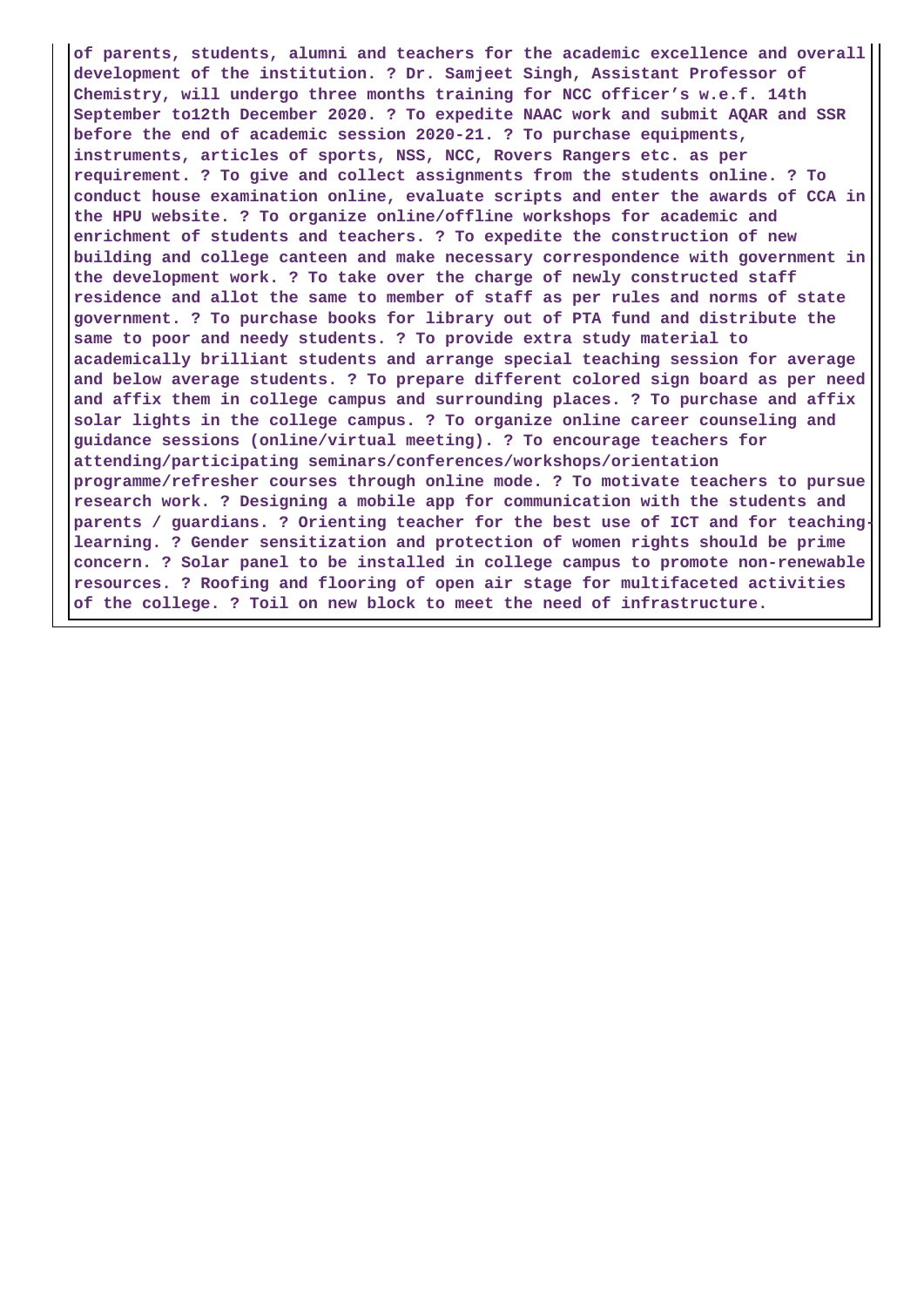**of parents, students, alumni and teachers for the academic excellence and overall development of the institution. ? Dr. Samjeet Singh, Assistant Professor of Chemistry, will undergo three months training for NCC officer's w.e.f. 14th September to12th December 2020. ? To expedite NAAC work and submit AQAR and SSR before the end of academic session 2020-21. ? To purchase equipments, instruments, articles of sports, NSS, NCC, Rovers Rangers etc. as per requirement. ? To give and collect assignments from the students online. ? To conduct house examination online, evaluate scripts and enter the awards of CCA in the HPU website. ? To organize online/offline workshops for academic and enrichment of students and teachers. ? To expedite the construction of new building and college canteen and make necessary correspondence with government in the development work. ? To take over the charge of newly constructed staff residence and allot the same to member of staff as per rules and norms of state government. ? To purchase books for library out of PTA fund and distribute the same to poor and needy students. ? To provide extra study material to academically brilliant students and arrange special teaching session for average and below average students. ? To prepare different colored sign board as per need and affix them in college campus and surrounding places. ? To purchase and affix solar lights in the college campus. ? To organize online career counseling and guidance sessions (online/virtual meeting). ? To encourage teachers for attending/participating seminars/conferences/workshops/orientation programme/refresher courses through online mode. ? To motivate teachers to pursue research work. ? Designing a mobile app for communication with the students and parents / guardians. ? Orienting teacher for the best use of ICT and for teaching-learning. ? Gender sensitization and protection of women rights should be prime concern. ? Solar panel to be installed in college campus to promote non-renewable resources. ? Roofing and flooring of open air stage for multifaceted activities of the college. ? Toil on new block to meet the need of infrastructure.**